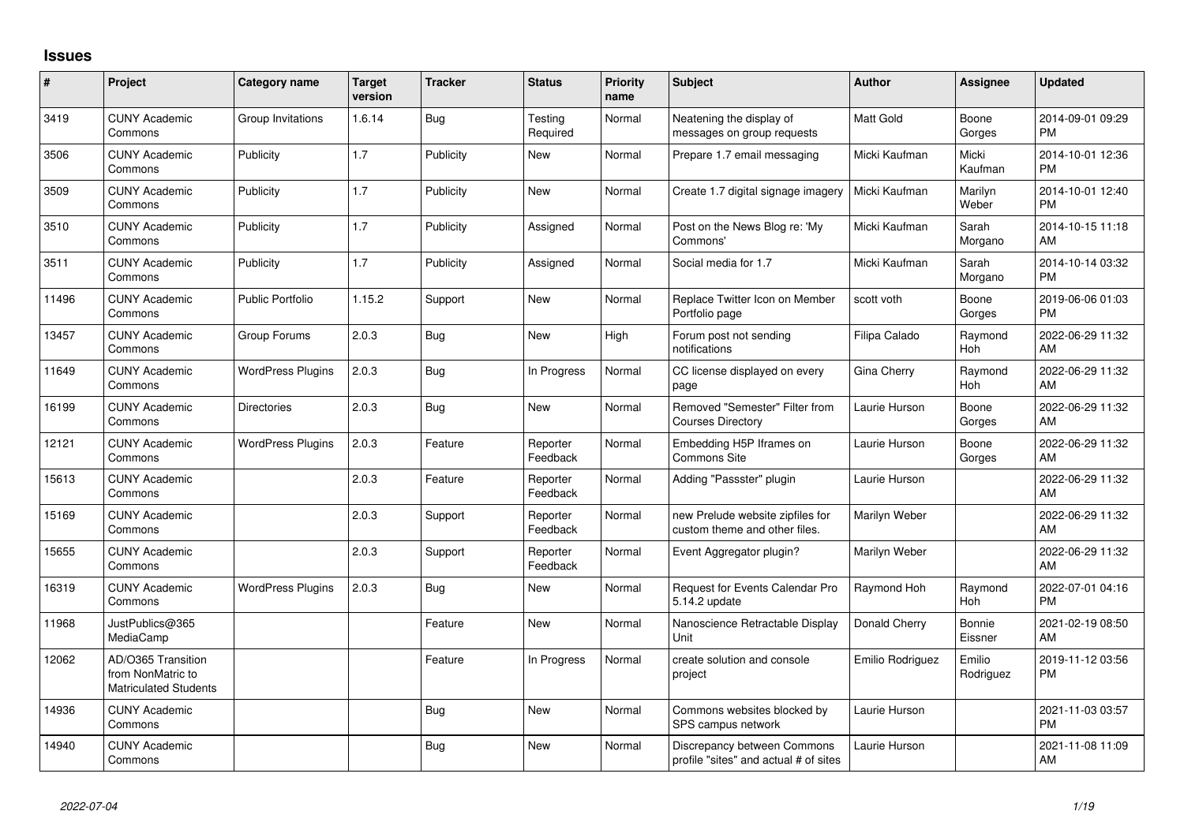# Issues

| # | Project | Category name | Target version | Tracker | Status | Priority name | Subject | Author | Assignee | Updated |
|---|---|---|---|---|---|---|---|---|---|---|
| 3419 | CUNY Academic Commons | Group Invitations | 1.6.14 | Bug | Testing Required | Normal | Neatening the display of messages on group requests | Matt Gold | Boone Gorges | 2014-09-01 09:29 PM |
| 3506 | CUNY Academic Commons | Publicity | 1.7 | Publicity | New | Normal | Prepare 1.7 email messaging | Micki Kaufman | Micki Kaufman | 2014-10-01 12:36 PM |
| 3509 | CUNY Academic Commons | Publicity | 1.7 | Publicity | New | Normal | Create 1.7 digital signage imagery | Micki Kaufman | Marilyn Weber | 2014-10-01 12:40 PM |
| 3510 | CUNY Academic Commons | Publicity | 1.7 | Publicity | Assigned | Normal | Post on the News Blog re: 'My Commons' | Micki Kaufman | Sarah Morgano | 2014-10-15 11:18 AM |
| 3511 | CUNY Academic Commons | Publicity | 1.7 | Publicity | Assigned | Normal | Social media for 1.7 | Micki Kaufman | Sarah Morgano | 2014-10-14 03:32 PM |
| 11496 | CUNY Academic Commons | Public Portfolio | 1.15.2 | Support | New | Normal | Replace Twitter Icon on Member Portfolio page | scott voth | Boone Gorges | 2019-06-06 01:03 PM |
| 13457 | CUNY Academic Commons | Group Forums | 2.0.3 | Bug | New | High | Forum post not sending notifications | Filipa Calado | Raymond Hoh | 2022-06-29 11:32 AM |
| 11649 | CUNY Academic Commons | WordPress Plugins | 2.0.3 | Bug | In Progress | Normal | CC license displayed on every page | Gina Cherry | Raymond Hoh | 2022-06-29 11:32 AM |
| 16199 | CUNY Academic Commons | Directories | 2.0.3 | Bug | New | Normal | Removed "Semester" Filter from Courses Directory | Laurie Hurson | Boone Gorges | 2022-06-29 11:32 AM |
| 12121 | CUNY Academic Commons | WordPress Plugins | 2.0.3 | Feature | Reporter Feedback | Normal | Embedding H5P Iframes on Commons Site | Laurie Hurson | Boone Gorges | 2022-06-29 11:32 AM |
| 15613 | CUNY Academic Commons | | 2.0.3 | Feature | Reporter Feedback | Normal | Adding "Passster" plugin | Laurie Hurson | | 2022-06-29 11:32 AM |
| 15169 | CUNY Academic Commons | | 2.0.3 | Support | Reporter Feedback | Normal | new Prelude website zipfiles for custom theme and other files. | Marilyn Weber | | 2022-06-29 11:32 AM |
| 15655 | CUNY Academic Commons | | 2.0.3 | Support | Reporter Feedback | Normal | Event Aggregator plugin? | Marilyn Weber | | 2022-06-29 11:32 AM |
| 16319 | CUNY Academic Commons | WordPress Plugins | 2.0.3 | Bug | New | Normal | Request for Events Calendar Pro 5.14.2 update | Raymond Hoh | Raymond Hoh | 2022-07-01 04:16 PM |
| 11968 | JustPublics@365 MediaCamp | | | Feature | New | Normal | Nanoscience Retractable Display Unit | Donald Cherry | Bonnie Eissner | 2021-02-19 08:50 AM |
| 12062 | AD/O365 Transition from NonMatric to Matriculated Students | | | Feature | In Progress | Normal | create solution and console project | Emilio Rodriguez | Emilio Rodriguez | 2019-11-12 03:56 PM |
| 14936 | CUNY Academic Commons | | | Bug | New | Normal | Commons websites blocked by SPS campus network | Laurie Hurson | | 2021-11-03 03:57 PM |
| 14940 | CUNY Academic Commons | | | Bug | New | Normal | Discrepancy between Commons profile "sites" and actual # of sites | Laurie Hurson | | 2021-11-08 11:09 AM |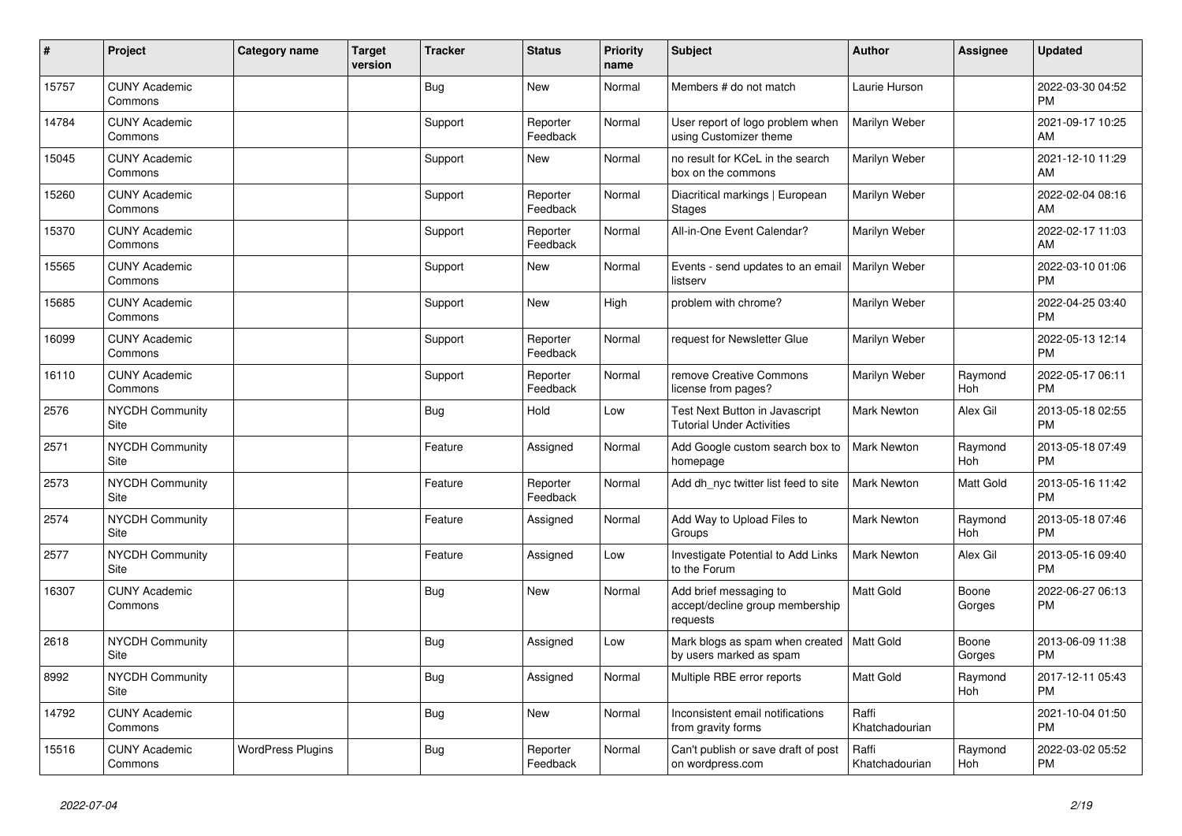| # | Project | Category name | Target version | Tracker | Status | Priority name | Subject | Author | Assignee | Updated |
|---|---|---|---|---|---|---|---|---|---|---|
| 15757 | CUNY Academic Commons | | | Bug | New | Normal | Members # do not match | Laurie Hurson | | 2022-03-30 04:52 PM |
| 14784 | CUNY Academic Commons | | | Support | Reporter Feedback | Normal | User report of logo problem when using Customizer theme | Marilyn Weber | | 2021-09-17 10:25 AM |
| 15045 | CUNY Academic Commons | | | Support | New | Normal | no result for KCeL in the search box on the commons | Marilyn Weber | | 2021-12-10 11:29 AM |
| 15260 | CUNY Academic Commons | | | Support | Reporter Feedback | Normal | Diacritical markings \| European Stages | Marilyn Weber | | 2022-02-04 08:16 AM |
| 15370 | CUNY Academic Commons | | | Support | Reporter Feedback | Normal | All-in-One Event Calendar? | Marilyn Weber | | 2022-02-17 11:03 AM |
| 15565 | CUNY Academic Commons | | | Support | New | Normal | Events - send updates to an email listserv | Marilyn Weber | | 2022-03-10 01:06 PM |
| 15685 | CUNY Academic Commons | | | Support | New | High | problem with chrome? | Marilyn Weber | | 2022-04-25 03:40 PM |
| 16099 | CUNY Academic Commons | | | Support | Reporter Feedback | Normal | request for Newsletter Glue | Marilyn Weber | | 2022-05-13 12:14 PM |
| 16110 | CUNY Academic Commons | | | Support | Reporter Feedback | Normal | remove Creative Commons license from pages? | Marilyn Weber | Raymond Hoh | 2022-05-17 06:11 PM |
| 2576 | NYCDH Community Site | | | Bug | Hold | Low | Test Next Button in Javascript Tutorial Under Activities | Mark Newton | Alex Gil | 2013-05-18 02:55 PM |
| 2571 | NYCDH Community Site | | | Feature | Assigned | Normal | Add Google custom search box to homepage | Mark Newton | Raymond Hoh | 2013-05-18 07:49 PM |
| 2573 | NYCDH Community Site | | | Feature | Reporter Feedback | Normal | Add dh_nyc twitter list feed to site | Mark Newton | Matt Gold | 2013-05-16 11:42 PM |
| 2574 | NYCDH Community Site | | | Feature | Assigned | Normal | Add Way to Upload Files to Groups | Mark Newton | Raymond Hoh | 2013-05-18 07:46 PM |
| 2577 | NYCDH Community Site | | | Feature | Assigned | Low | Investigate Potential to Add Links to the Forum | Mark Newton | Alex Gil | 2013-05-16 09:40 PM |
| 16307 | CUNY Academic Commons | | | Bug | New | Normal | Add brief messaging to accept/decline group membership requests | Matt Gold | Boone Gorges | 2022-06-27 06:13 PM |
| 2618 | NYCDH Community Site | | | Bug | Assigned | Low | Mark blogs as spam when created by users marked as spam | Matt Gold | Boone Gorges | 2013-06-09 11:38 PM |
| 8992 | NYCDH Community Site | | | Bug | Assigned | Normal | Multiple RBE error reports | Matt Gold | Raymond Hoh | 2017-12-11 05:43 PM |
| 14792 | CUNY Academic Commons | | | Bug | New | Normal | Inconsistent email notifications from gravity forms | Raffi Khatchadourian | | 2021-10-04 01:50 PM |
| 15516 | CUNY Academic Commons | WordPress Plugins | | Bug | Reporter Feedback | Normal | Can't publish or save draft of post on wordpress.com | Raffi Khatchadourian | Raymond Hoh | 2022-03-02 05:52 PM |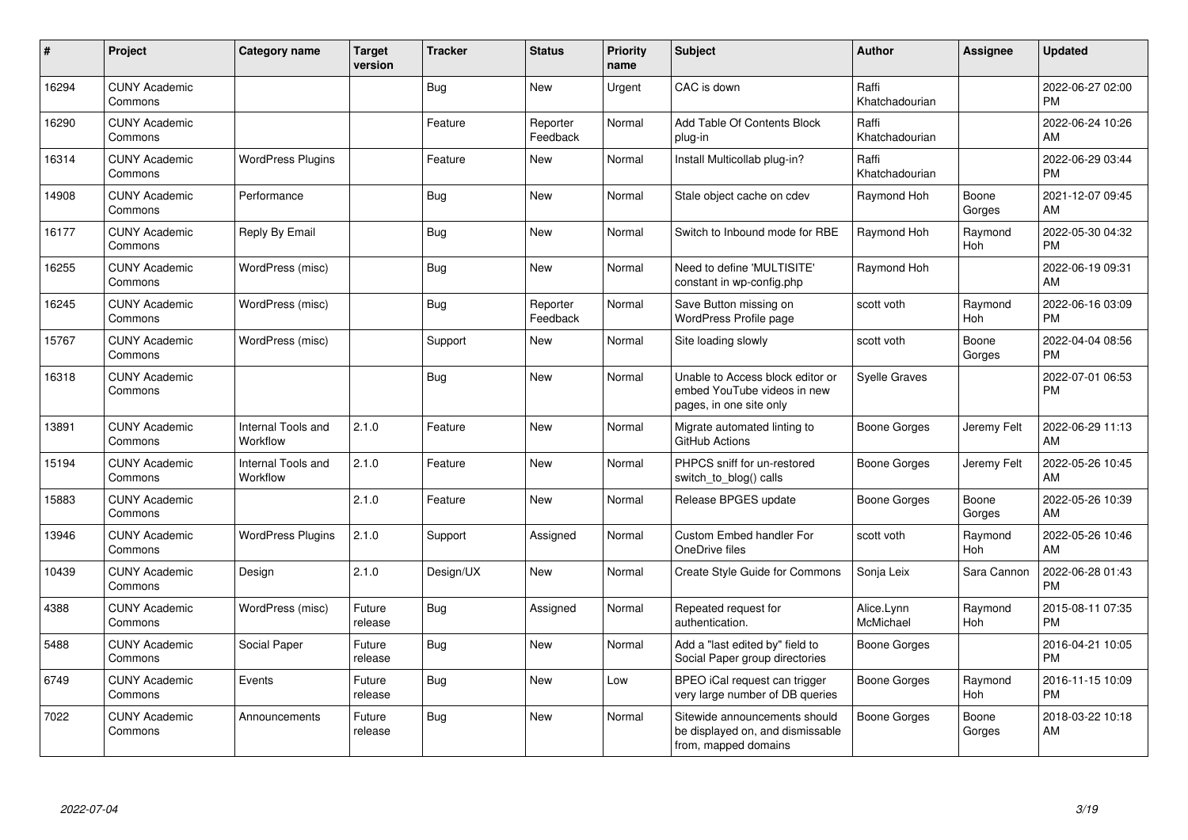| # | Project | Category name | Target version | Tracker | Status | Priority name | Subject | Author | Assignee | Updated |
|---|---|---|---|---|---|---|---|---|---|---|
| 16294 | CUNY Academic Commons | | | Bug | New | Urgent | CAC is down | Raffi Khatchadourian | | 2022-06-27 02:00 PM |
| 16290 | CUNY Academic Commons | | | Feature | Reporter Feedback | Normal | Add Table Of Contents Block plug-in | Raffi Khatchadourian | | 2022-06-24 10:26 AM |
| 16314 | CUNY Academic Commons | WordPress Plugins | | Feature | New | Normal | Install Multicollab plug-in? | Raffi Khatchadourian | | 2022-06-29 03:44 PM |
| 14908 | CUNY Academic Commons | Performance | | Bug | New | Normal | Stale object cache on cdev | Raymond Hoh | Boone Gorges | 2021-12-07 09:45 AM |
| 16177 | CUNY Academic Commons | Reply By Email | | Bug | New | Normal | Switch to Inbound mode for RBE | Raymond Hoh | Raymond Hoh | 2022-05-30 04:32 PM |
| 16255 | CUNY Academic Commons | WordPress (misc) | | Bug | New | Normal | Need to define 'MULTISITE' constant in wp-config.php | Raymond Hoh | | 2022-06-19 09:31 AM |
| 16245 | CUNY Academic Commons | WordPress (misc) | | Bug | Reporter Feedback | Normal | Save Button missing on WordPress Profile page | scott voth | Raymond Hoh | 2022-06-16 03:09 PM |
| 15767 | CUNY Academic Commons | WordPress (misc) | | Support | New | Normal | Site loading slowly | scott voth | Boone Gorges | 2022-04-04 08:56 PM |
| 16318 | CUNY Academic Commons | | | Bug | New | Normal | Unable to Access block editor or embed YouTube videos in new pages, in one site only | Syelle Graves | | 2022-07-01 06:53 PM |
| 13891 | CUNY Academic Commons | Internal Tools and Workflow | 2.1.0 | Feature | New | Normal | Migrate automated linting to GitHub Actions | Boone Gorges | Jeremy Felt | 2022-06-29 11:13 AM |
| 15194 | CUNY Academic Commons | Internal Tools and Workflow | 2.1.0 | Feature | New | Normal | PHPCS sniff for un-restored switch_to_blog() calls | Boone Gorges | Jeremy Felt | 2022-05-26 10:45 AM |
| 15883 | CUNY Academic Commons | | 2.1.0 | Feature | New | Normal | Release BPGES update | Boone Gorges | Boone Gorges | 2022-05-26 10:39 AM |
| 13946 | CUNY Academic Commons | WordPress Plugins | 2.1.0 | Support | Assigned | Normal | Custom Embed handler For OneDrive files | scott voth | Raymond Hoh | 2022-05-26 10:46 AM |
| 10439 | CUNY Academic Commons | Design | 2.1.0 | Design/UX | New | Normal | Create Style Guide for Commons | Sonja Leix | Sara Cannon | 2022-06-28 01:43 PM |
| 4388 | CUNY Academic Commons | WordPress (misc) | Future release | Bug | Assigned | Normal | Repeated request for authentication. | Alice.Lynn McMichael | Raymond Hoh | 2015-08-11 07:35 PM |
| 5488 | CUNY Academic Commons | Social Paper | Future release | Bug | New | Normal | Add a "last edited by" field to Social Paper group directories | Boone Gorges | | 2016-04-21 10:05 PM |
| 6749 | CUNY Academic Commons | Events | Future release | Bug | New | Low | BPEO iCal request can trigger very large number of DB queries | Boone Gorges | Raymond Hoh | 2016-11-15 10:09 PM |
| 7022 | CUNY Academic Commons | Announcements | Future release | Bug | New | Normal | Sitewide announcements should be displayed on, and dismissable from, mapped domains | Boone Gorges | Boone Gorges | 2018-03-22 10:18 AM |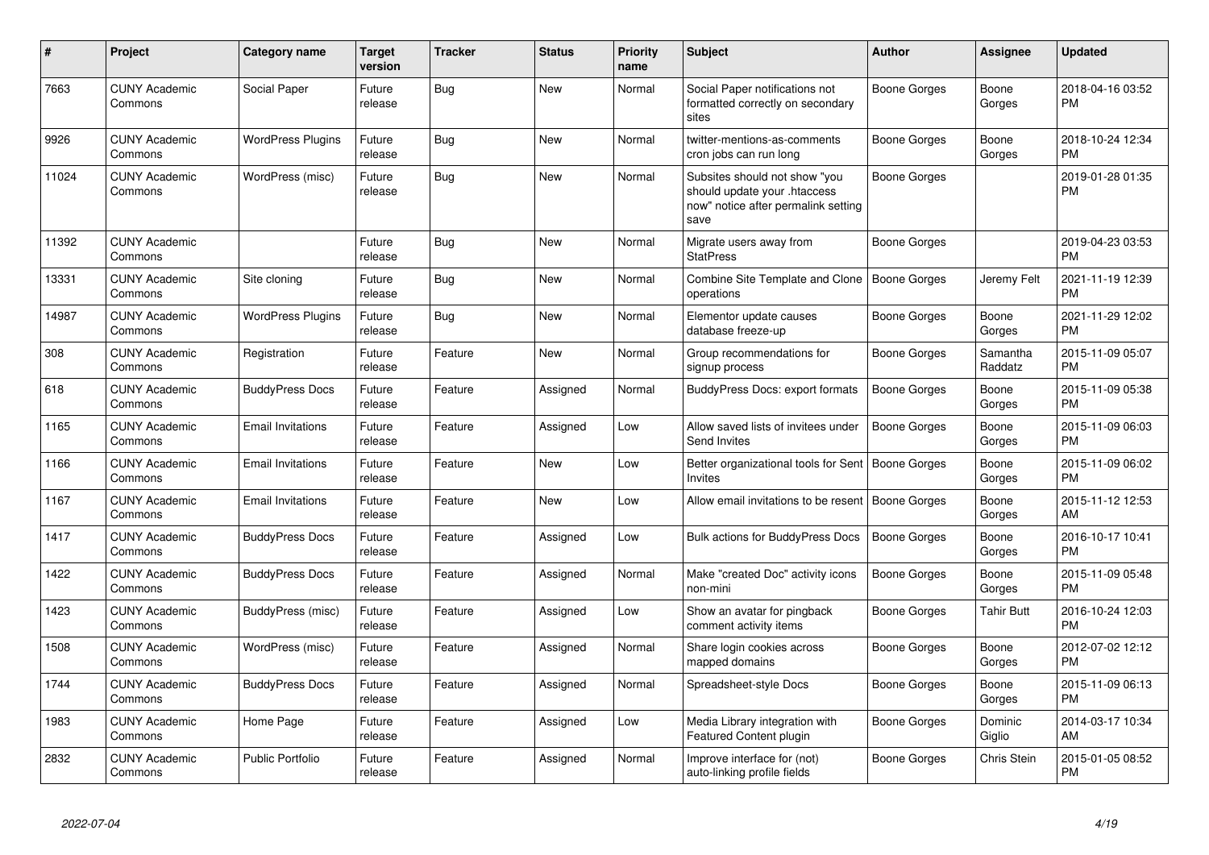| # | Project | Category name | Target version | Tracker | Status | Priority name | Subject | Author | Assignee | Updated |
|---|---|---|---|---|---|---|---|---|---|---|
| 7663 | CUNY Academic Commons | Social Paper | Future release | Bug | New | Normal | Social Paper notifications not formatted correctly on secondary sites | Boone Gorges | Boone Gorges | 2018-04-16 03:52 PM |
| 9926 | CUNY Academic Commons | WordPress Plugins | Future release | Bug | New | Normal | twitter-mentions-as-comments cron jobs can run long | Boone Gorges | Boone Gorges | 2018-10-24 12:34 PM |
| 11024 | CUNY Academic Commons | WordPress (misc) | Future release | Bug | New | Normal | Subsites should not show "you should update your .htaccess now" notice after permalink setting save | Boone Gorges | | 2019-01-28 01:35 PM |
| 11392 | CUNY Academic Commons | | Future release | Bug | New | Normal | Migrate users away from StatPress | Boone Gorges | | 2019-04-23 03:53 PM |
| 13331 | CUNY Academic Commons | Site cloning | Future release | Bug | New | Normal | Combine Site Template and Clone operations | Boone Gorges | Jeremy Felt | 2021-11-19 12:39 PM |
| 14987 | CUNY Academic Commons | WordPress Plugins | Future release | Bug | New | Normal | Elementor update causes database freeze-up | Boone Gorges | Boone Gorges | 2021-11-29 12:02 PM |
| 308 | CUNY Academic Commons | Registration | Future release | Feature | New | Normal | Group recommendations for signup process | Boone Gorges | Samantha Raddatz | 2015-11-09 05:07 PM |
| 618 | CUNY Academic Commons | BuddyPress Docs | Future release | Feature | Assigned | Normal | BuddyPress Docs: export formats | Boone Gorges | Boone Gorges | 2015-11-09 05:38 PM |
| 1165 | CUNY Academic Commons | Email Invitations | Future release | Feature | Assigned | Low | Allow saved lists of invitees under Send Invites | Boone Gorges | Boone Gorges | 2015-11-09 06:03 PM |
| 1166 | CUNY Academic Commons | Email Invitations | Future release | Feature | New | Low | Better organizational tools for Sent Invites | Boone Gorges | Boone Gorges | 2015-11-09 06:02 PM |
| 1167 | CUNY Academic Commons | Email Invitations | Future release | Feature | New | Low | Allow email invitations to be resent | Boone Gorges | Boone Gorges | 2015-11-12 12:53 AM |
| 1417 | CUNY Academic Commons | BuddyPress Docs | Future release | Feature | Assigned | Low | Bulk actions for BuddyPress Docs | Boone Gorges | Boone Gorges | 2016-10-17 10:41 PM |
| 1422 | CUNY Academic Commons | BuddyPress Docs | Future release | Feature | Assigned | Normal | Make "created Doc" activity icons non-mini | Boone Gorges | Boone Gorges | 2015-11-09 05:48 PM |
| 1423 | CUNY Academic Commons | BuddyPress (misc) | Future release | Feature | Assigned | Low | Show an avatar for pingback comment activity items | Boone Gorges | Tahir Butt | 2016-10-24 12:03 PM |
| 1508 | CUNY Academic Commons | WordPress (misc) | Future release | Feature | Assigned | Normal | Share login cookies across mapped domains | Boone Gorges | Boone Gorges | 2012-07-02 12:12 PM |
| 1744 | CUNY Academic Commons | BuddyPress Docs | Future release | Feature | Assigned | Normal | Spreadsheet-style Docs | Boone Gorges | Boone Gorges | 2015-11-09 06:13 PM |
| 1983 | CUNY Academic Commons | Home Page | Future release | Feature | Assigned | Low | Media Library integration with Featured Content plugin | Boone Gorges | Dominic Giglio | 2014-03-17 10:34 AM |
| 2832 | CUNY Academic Commons | Public Portfolio | Future release | Feature | Assigned | Normal | Improve interface for (not) auto-linking profile fields | Boone Gorges | Chris Stein | 2015-01-05 08:52 PM |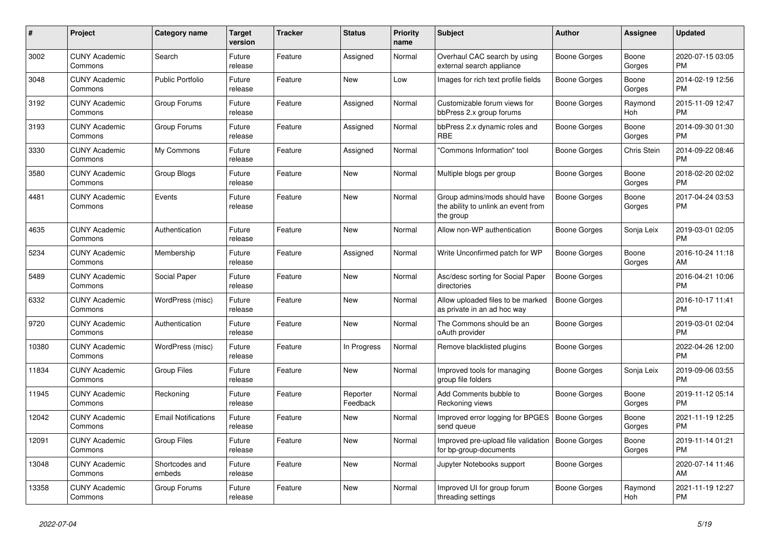| # | Project | Category name | Target version | Tracker | Status | Priority name | Subject | Author | Assignee | Updated |
|---|---|---|---|---|---|---|---|---|---|---|
| 3002 | CUNY Academic Commons | Search | Future release | Feature | Assigned | Normal | Overhaul CAC search by using external search appliance | Boone Gorges | Boone Gorges | 2020-07-15 03:05 PM |
| 3048 | CUNY Academic Commons | Public Portfolio | Future release | Feature | New | Low | Images for rich text profile fields | Boone Gorges | Boone Gorges | 2014-02-19 12:56 PM |
| 3192 | CUNY Academic Commons | Group Forums | Future release | Feature | Assigned | Normal | Customizable forum views for bbPress 2.x group forums | Boone Gorges | Raymond Hoh | 2015-11-09 12:47 PM |
| 3193 | CUNY Academic Commons | Group Forums | Future release | Feature | Assigned | Normal | bbPress 2.x dynamic roles and RBE | Boone Gorges | Boone Gorges | 2014-09-30 01:30 PM |
| 3330 | CUNY Academic Commons | My Commons | Future release | Feature | Assigned | Normal | "Commons Information" tool | Boone Gorges | Chris Stein | 2014-09-22 08:46 PM |
| 3580 | CUNY Academic Commons | Group Blogs | Future release | Feature | New | Normal | Multiple blogs per group | Boone Gorges | Boone Gorges | 2018-02-20 02:02 PM |
| 4481 | CUNY Academic Commons | Events | Future release | Feature | New | Normal | Group admins/mods should have the ability to unlink an event from the group | Boone Gorges | Boone Gorges | 2017-04-24 03:53 PM |
| 4635 | CUNY Academic Commons | Authentication | Future release | Feature | New | Normal | Allow non-WP authentication | Boone Gorges | Sonja Leix | 2019-03-01 02:05 PM |
| 5234 | CUNY Academic Commons | Membership | Future release | Feature | Assigned | Normal | Write Unconfirmed patch for WP | Boone Gorges | Boone Gorges | 2016-10-24 11:18 AM |
| 5489 | CUNY Academic Commons | Social Paper | Future release | Feature | New | Normal | Asc/desc sorting for Social Paper directories | Boone Gorges | | 2016-04-21 10:06 PM |
| 6332 | CUNY Academic Commons | WordPress (misc) | Future release | Feature | New | Normal | Allow uploaded files to be marked as private in an ad hoc way | Boone Gorges | | 2016-10-17 11:41 PM |
| 9720 | CUNY Academic Commons | Authentication | Future release | Feature | New | Normal | The Commons should be an oAuth provider | Boone Gorges | | 2019-03-01 02:04 PM |
| 10380 | CUNY Academic Commons | WordPress (misc) | Future release | Feature | In Progress | Normal | Remove blacklisted plugins | Boone Gorges | | 2022-04-26 12:00 PM |
| 11834 | CUNY Academic Commons | Group Files | Future release | Feature | New | Normal | Improved tools for managing group file folders | Boone Gorges | Sonja Leix | 2019-09-06 03:55 PM |
| 11945 | CUNY Academic Commons | Reckoning | Future release | Feature | Reporter Feedback | Normal | Add Comments bubble to Reckoning views | Boone Gorges | Boone Gorges | 2019-11-12 05:14 PM |
| 12042 | CUNY Academic Commons | Email Notifications | Future release | Feature | New | Normal | Improved error logging for BPGES send queue | Boone Gorges | Boone Gorges | 2021-11-19 12:25 PM |
| 12091 | CUNY Academic Commons | Group Files | Future release | Feature | New | Normal | Improved pre-upload file validation for bp-group-documents | Boone Gorges | Boone Gorges | 2019-11-14 01:21 PM |
| 13048 | CUNY Academic Commons | Shortcodes and embeds | Future release | Feature | New | Normal | Jupyter Notebooks support | Boone Gorges | | 2020-07-14 11:46 AM |
| 13358 | CUNY Academic Commons | Group Forums | Future release | Feature | New | Normal | Improved UI for group forum threading settings | Boone Gorges | Raymond Hoh | 2021-11-19 12:27 PM |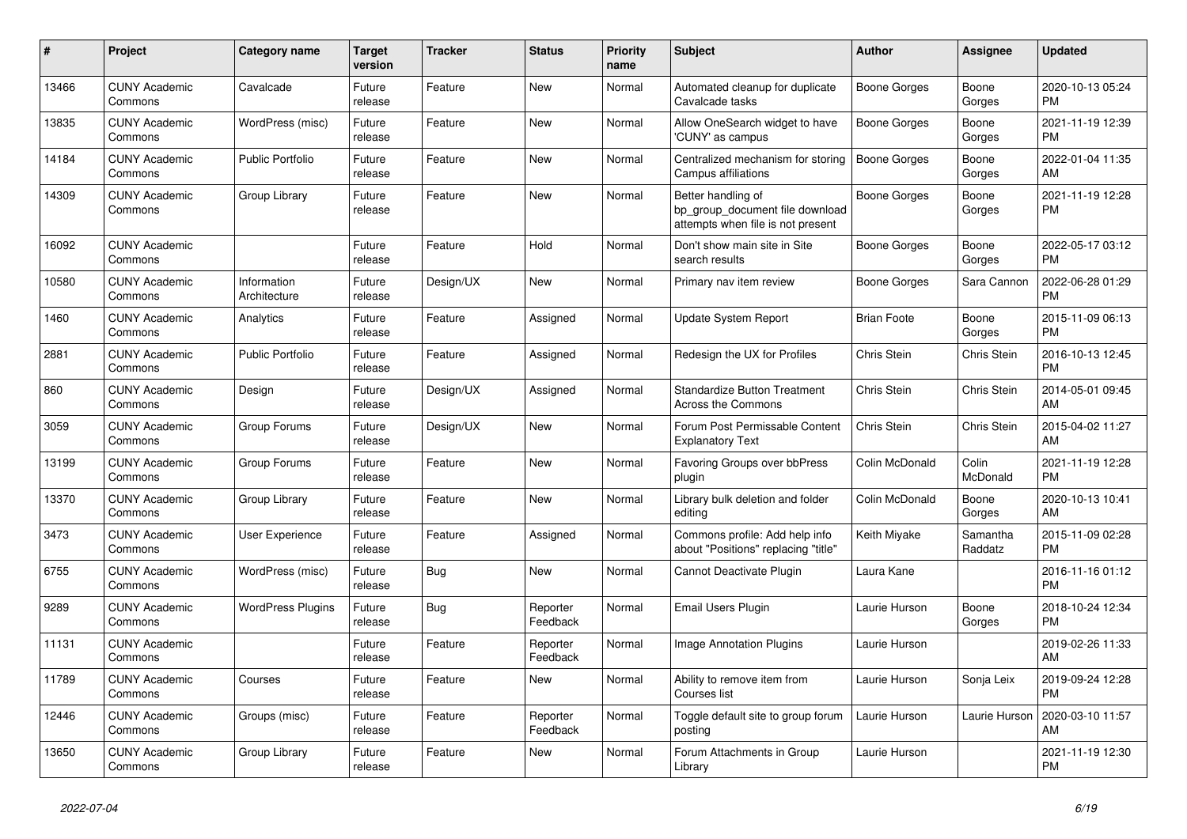| # | Project | Category name | Target version | Tracker | Status | Priority name | Subject | Author | Assignee | Updated |
| --- | --- | --- | --- | --- | --- | --- | --- | --- | --- | --- |
| 13466 | CUNY Academic Commons | Cavalcade | Future release | Feature | New | Normal | Automated cleanup for duplicate Cavalcade tasks | Boone Gorges | Boone Gorges | 2020-10-13 05:24 PM |
| 13835 | CUNY Academic Commons | WordPress (misc) | Future release | Feature | New | Normal | Allow OneSearch widget to have 'CUNY' as campus | Boone Gorges | Boone Gorges | 2021-11-19 12:39 PM |
| 14184 | CUNY Academic Commons | Public Portfolio | Future release | Feature | New | Normal | Centralized mechanism for storing Campus affiliations | Boone Gorges | Boone Gorges | 2022-01-04 11:35 AM |
| 14309 | CUNY Academic Commons | Group Library | Future release | Feature | New | Normal | Better handling of bp_group_document file download attempts when file is not present | Boone Gorges | Boone Gorges | 2021-11-19 12:28 PM |
| 16092 | CUNY Academic Commons | | Future release | Feature | Hold | Normal | Don't show main site in Site search results | Boone Gorges | Boone Gorges | 2022-05-17 03:12 PM |
| 10580 | CUNY Academic Commons | Information Architecture | Future release | Design/UX | New | Normal | Primary nav item review | Boone Gorges | Sara Cannon | 2022-06-28 01:29 PM |
| 1460 | CUNY Academic Commons | Analytics | Future release | Feature | Assigned | Normal | Update System Report | Brian Foote | Boone Gorges | 2015-11-09 06:13 PM |
| 2881 | CUNY Academic Commons | Public Portfolio | Future release | Feature | Assigned | Normal | Redesign the UX for Profiles | Chris Stein | Chris Stein | 2016-10-13 12:45 PM |
| 860 | CUNY Academic Commons | Design | Future release | Design/UX | Assigned | Normal | Standardize Button Treatment Across the Commons | Chris Stein | Chris Stein | 2014-05-01 09:45 AM |
| 3059 | CUNY Academic Commons | Group Forums | Future release | Design/UX | New | Normal | Forum Post Permissable Content Explanatory Text | Chris Stein | Chris Stein | 2015-04-02 11:27 AM |
| 13199 | CUNY Academic Commons | Group Forums | Future release | Feature | New | Normal | Favoring Groups over bbPress plugin | Colin McDonald | Colin McDonald | 2021-11-19 12:28 PM |
| 13370 | CUNY Academic Commons | Group Library | Future release | Feature | New | Normal | Library bulk deletion and folder editing | Colin McDonald | Boone Gorges | 2020-10-13 10:41 AM |
| 3473 | CUNY Academic Commons | User Experience | Future release | Feature | Assigned | Normal | Commons profile: Add help info about "Positions" replacing "title" | Keith Miyake | Samantha Raddatz | 2015-11-09 02:28 PM |
| 6755 | CUNY Academic Commons | WordPress (misc) | Future release | Bug | New | Normal | Cannot Deactivate Plugin | Laura Kane | | 2016-11-16 01:12 PM |
| 9289 | CUNY Academic Commons | WordPress Plugins | Future release | Bug | Reporter Feedback | Normal | Email Users Plugin | Laurie Hurson | Boone Gorges | 2018-10-24 12:34 PM |
| 11131 | CUNY Academic Commons | | Future release | Feature | Reporter Feedback | Normal | Image Annotation Plugins | Laurie Hurson | | 2019-02-26 11:33 AM |
| 11789 | CUNY Academic Commons | Courses | Future release | Feature | New | Normal | Ability to remove item from Courses list | Laurie Hurson | Sonja Leix | 2019-09-24 12:28 PM |
| 12446 | CUNY Academic Commons | Groups (misc) | Future release | Feature | Reporter Feedback | Normal | Toggle default site to group forum posting | Laurie Hurson | Laurie Hurson | 2020-03-10 11:57 AM |
| 13650 | CUNY Academic Commons | Group Library | Future release | Feature | New | Normal | Forum Attachments in Group Library | Laurie Hurson | | 2021-11-19 12:30 PM |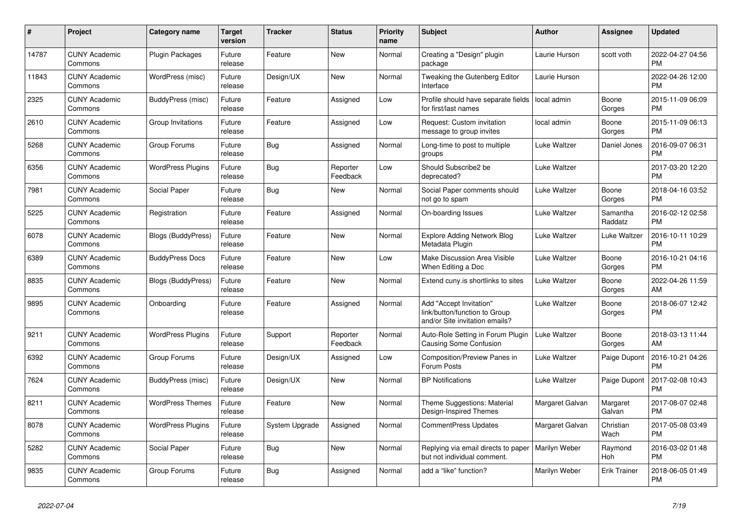| # | Project | Category name | Target version | Tracker | Status | Priority name | Subject | Author | Assignee | Updated |
|---|---|---|---|---|---|---|---|---|---|---|
| 14787 | CUNY Academic Commons | Plugin Packages | Future release | Feature | New | Normal | Creating a "Design" plugin package | Laurie Hurson | scott voth | 2022-04-27 04:56 PM |
| 11843 | CUNY Academic Commons | WordPress (misc) | Future release | Design/UX | New | Normal | Tweaking the Gutenberg Editor Interface | Laurie Hurson | | 2022-04-26 12:00 PM |
| 2325 | CUNY Academic Commons | BuddyPress (misc) | Future release | Feature | Assigned | Low | Profile should have separate fields for first/last names | local admin | Boone Gorges | 2015-11-09 06:09 PM |
| 2610 | CUNY Academic Commons | Group Invitations | Future release | Feature | Assigned | Low | Request: Custom invitation message to group invites | local admin | Boone Gorges | 2015-11-09 06:13 PM |
| 5268 | CUNY Academic Commons | Group Forums | Future release | Bug | Assigned | Normal | Long-time to post to multiple groups | Luke Waltzer | Daniel Jones | 2016-09-07 06:31 PM |
| 6356 | CUNY Academic Commons | WordPress Plugins | Future release | Bug | Reporter Feedback | Low | Should Subscribe2 be deprecated? | Luke Waltzer | | 2017-03-20 12:20 PM |
| 7981 | CUNY Academic Commons | Social Paper | Future release | Bug | New | Normal | Social Paper comments should not go to spam | Luke Waltzer | Boone Gorges | 2018-04-16 03:52 PM |
| 5225 | CUNY Academic Commons | Registration | Future release | Feature | Assigned | Normal | On-boarding Issues | Luke Waltzer | Samantha Raddatz | 2016-02-12 02:58 PM |
| 6078 | CUNY Academic Commons | Blogs (BuddyPress) | Future release | Feature | New | Normal | Explore Adding Network Blog Metadata Plugin | Luke Waltzer | Luke Waltzer | 2016-10-11 10:29 PM |
| 6389 | CUNY Academic Commons | BuddyPress Docs | Future release | Feature | New | Low | Make Discussion Area Visible When Editing a Doc | Luke Waltzer | Boone Gorges | 2016-10-21 04:16 PM |
| 8835 | CUNY Academic Commons | Blogs (BuddyPress) | Future release | Feature | New | Normal | Extend cuny.is shortlinks to sites | Luke Waltzer | Boone Gorges | 2022-04-26 11:59 AM |
| 9895 | CUNY Academic Commons | Onboarding | Future release | Feature | Assigned | Normal | Add "Accept Invitation" link/button/function to Group and/or Site invitation emails? | Luke Waltzer | Boone Gorges | 2018-06-07 12:42 PM |
| 9211 | CUNY Academic Commons | WordPress Plugins | Future release | Support | Reporter Feedback | Normal | Auto-Role Setting in Forum Plugin Causing Some Confusion | Luke Waltzer | Boone Gorges | 2018-03-13 11:44 AM |
| 6392 | CUNY Academic Commons | Group Forums | Future release | Design/UX | Assigned | Low | Composition/Preview Panes in Forum Posts | Luke Waltzer | Paige Dupont | 2016-10-21 04:26 PM |
| 7624 | CUNY Academic Commons | BuddyPress (misc) | Future release | Design/UX | New | Normal | BP Notifications | Luke Waltzer | Paige Dupont | 2017-02-08 10:43 PM |
| 8211 | CUNY Academic Commons | WordPress Themes | Future release | Feature | New | Normal | Theme Suggestions: Material Design-Inspired Themes | Margaret Galvan | Margaret Galvan | 2017-08-07 02:48 PM |
| 8078 | CUNY Academic Commons | WordPress Plugins | Future release | System Upgrade | Assigned | Normal | CommentPress Updates | Margaret Galvan | Christian Wach | 2017-05-08 03:49 PM |
| 5282 | CUNY Academic Commons | Social Paper | Future release | Bug | New | Normal | Replying via email directs to paper but not individual comment. | Marilyn Weber | Raymond Hoh | 2016-03-02 01:48 PM |
| 9835 | CUNY Academic Commons | Group Forums | Future release | Bug | Assigned | Normal | add a “like” function? | Marilyn Weber | Erik Trainer | 2018-06-05 01:49 PM |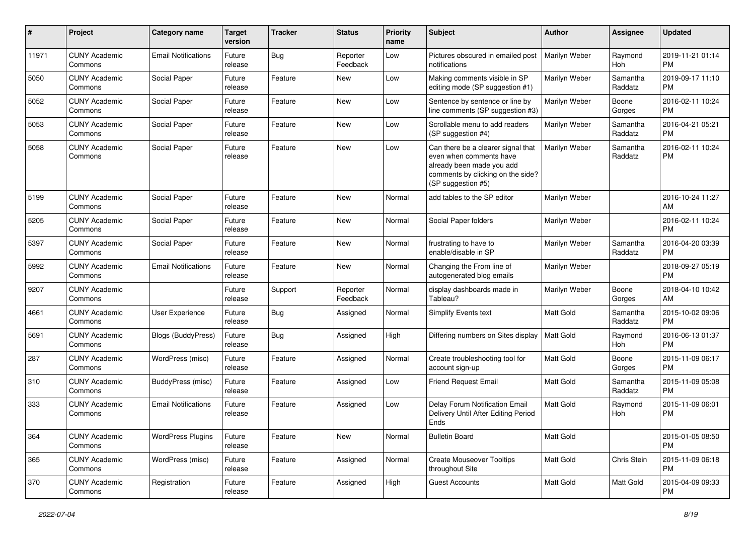| # | Project | Category name | Target version | Tracker | Status | Priority name | Subject | Author | Assignee | Updated |
|---|---|---|---|---|---|---|---|---|---|---|
| 11971 | CUNY Academic Commons | Email Notifications | Future release | Bug | Reporter Feedback | Low | Pictures obscured in emailed post notifications | Marilyn Weber | Raymond Hoh | 2019-11-21 01:14 PM |
| 5050 | CUNY Academic Commons | Social Paper | Future release | Feature | New | Low | Making comments visible in SP editing mode (SP suggestion #1) | Marilyn Weber | Samantha Raddatz | 2019-09-17 11:10 PM |
| 5052 | CUNY Academic Commons | Social Paper | Future release | Feature | New | Low | Sentence by sentence or line by line comments (SP suggestion #3) | Marilyn Weber | Boone Gorges | 2016-02-11 10:24 PM |
| 5053 | CUNY Academic Commons | Social Paper | Future release | Feature | New | Low | Scrollable menu to add readers (SP suggestion #4) | Marilyn Weber | Samantha Raddatz | 2016-04-21 05:21 PM |
| 5058 | CUNY Academic Commons | Social Paper | Future release | Feature | New | Low | Can there be a clearer signal that even when comments have already been made you add comments by clicking on the side? (SP suggestion #5) | Marilyn Weber | Samantha Raddatz | 2016-02-11 10:24 PM |
| 5199 | CUNY Academic Commons | Social Paper | Future release | Feature | New | Normal | add tables to the SP editor | Marilyn Weber | | 2016-10-24 11:27 AM |
| 5205 | CUNY Academic Commons | Social Paper | Future release | Feature | New | Normal | Social Paper folders | Marilyn Weber | | 2016-02-11 10:24 PM |
| 5397 | CUNY Academic Commons | Social Paper | Future release | Feature | New | Normal | frustrating to have to enable/disable in SP | Marilyn Weber | Samantha Raddatz | 2016-04-20 03:39 PM |
| 5992 | CUNY Academic Commons | Email Notifications | Future release | Feature | New | Normal | Changing the From line of autogenerated blog emails | Marilyn Weber | | 2018-09-27 05:19 PM |
| 9207 | CUNY Academic Commons | | Future release | Support | Reporter Feedback | Normal | display dashboards made in Tableau? | Marilyn Weber | Boone Gorges | 2018-04-10 10:42 AM |
| 4661 | CUNY Academic Commons | User Experience | Future release | Bug | Assigned | Normal | Simplify Events text | Matt Gold | Samantha Raddatz | 2015-10-02 09:06 PM |
| 5691 | CUNY Academic Commons | Blogs (BuddyPress) | Future release | Bug | Assigned | High | Differing numbers on Sites display | Matt Gold | Raymond Hoh | 2016-06-13 01:37 PM |
| 287 | CUNY Academic Commons | WordPress (misc) | Future release | Feature | Assigned | Normal | Create troubleshooting tool for account sign-up | Matt Gold | Boone Gorges | 2015-11-09 06:17 PM |
| 310 | CUNY Academic Commons | BuddyPress (misc) | Future release | Feature | Assigned | Low | Friend Request Email | Matt Gold | Samantha Raddatz | 2015-11-09 05:08 PM |
| 333 | CUNY Academic Commons | Email Notifications | Future release | Feature | Assigned | Low | Delay Forum Notification Email Delivery Until After Editing Period Ends | Matt Gold | Raymond Hoh | 2015-11-09 06:01 PM |
| 364 | CUNY Academic Commons | WordPress Plugins | Future release | Feature | New | Normal | Bulletin Board | Matt Gold | | 2015-01-05 08:50 PM |
| 365 | CUNY Academic Commons | WordPress (misc) | Future release | Feature | Assigned | Normal | Create Mouseover Tooltips throughout Site | Matt Gold | Chris Stein | 2015-11-09 06:18 PM |
| 370 | CUNY Academic Commons | Registration | Future release | Feature | Assigned | High | Guest Accounts | Matt Gold | Matt Gold | 2015-04-09 09:33 PM |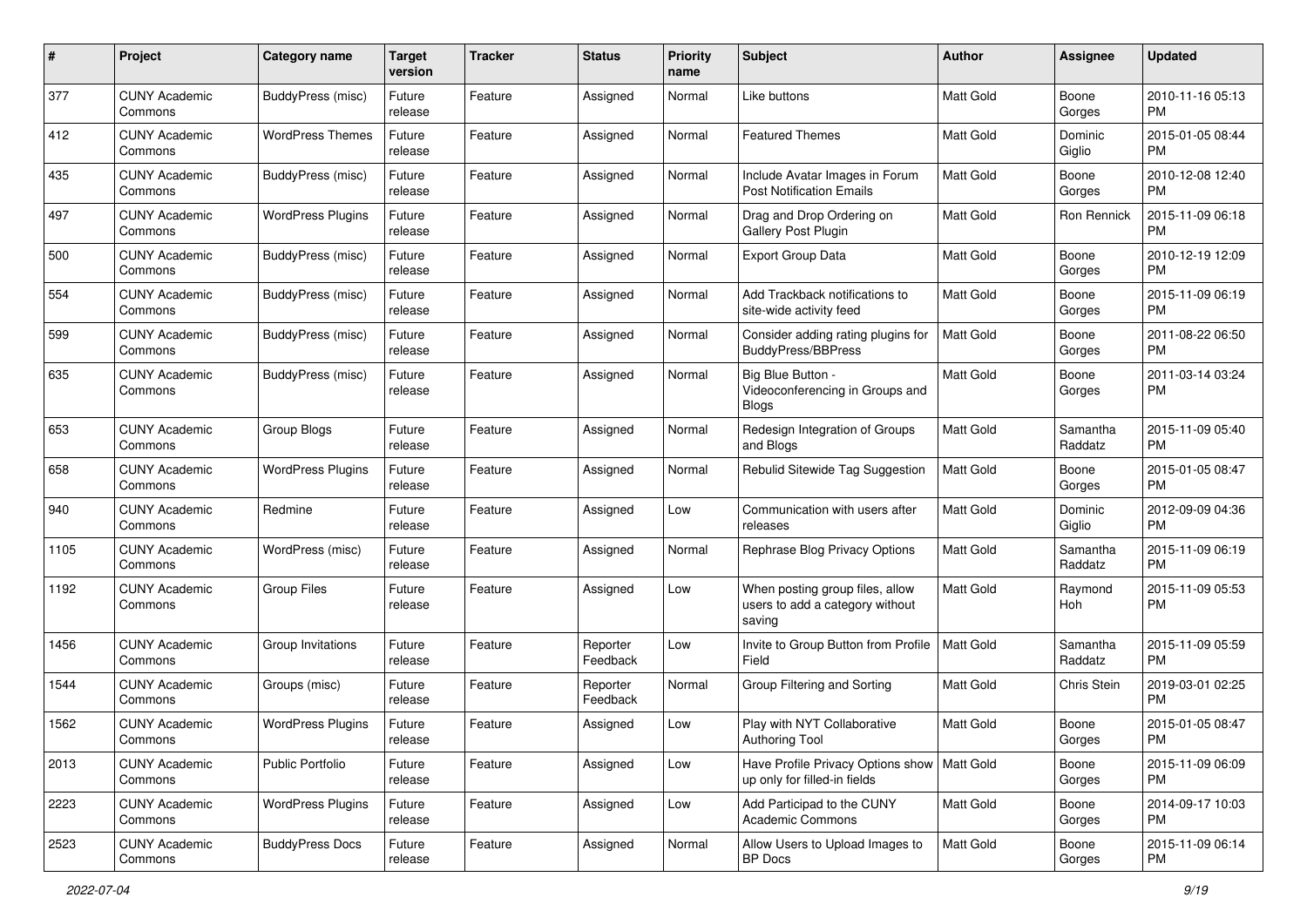| # | Project | Category name | Target version | Tracker | Status | Priority name | Subject | Author | Assignee | Updated |
|---|---|---|---|---|---|---|---|---|---|---|
| 377 | CUNY Academic Commons | BuddyPress (misc) | Future release | Feature | Assigned | Normal | Like buttons | Matt Gold | Boone Gorges | 2010-11-16 05:13 PM |
| 412 | CUNY Academic Commons | WordPress Themes | Future release | Feature | Assigned | Normal | Featured Themes | Matt Gold | Dominic Giglio | 2015-01-05 08:44 PM |
| 435 | CUNY Academic Commons | BuddyPress (misc) | Future release | Feature | Assigned | Normal | Include Avatar Images in Forum Post Notification Emails | Matt Gold | Boone Gorges | 2010-12-08 12:40 PM |
| 497 | CUNY Academic Commons | WordPress Plugins | Future release | Feature | Assigned | Normal | Drag and Drop Ordering on Gallery Post Plugin | Matt Gold | Ron Rennick | 2015-11-09 06:18 PM |
| 500 | CUNY Academic Commons | BuddyPress (misc) | Future release | Feature | Assigned | Normal | Export Group Data | Matt Gold | Boone Gorges | 2010-12-19 12:09 PM |
| 554 | CUNY Academic Commons | BuddyPress (misc) | Future release | Feature | Assigned | Normal | Add Trackback notifications to site-wide activity feed | Matt Gold | Boone Gorges | 2015-11-09 06:19 PM |
| 599 | CUNY Academic Commons | BuddyPress (misc) | Future release | Feature | Assigned | Normal | Consider adding rating plugins for BuddyPress/BBPress | Matt Gold | Boone Gorges | 2011-08-22 06:50 PM |
| 635 | CUNY Academic Commons | BuddyPress (misc) | Future release | Feature | Assigned | Normal | Big Blue Button - Videoconferencing in Groups and Blogs | Matt Gold | Boone Gorges | 2011-03-14 03:24 PM |
| 653 | CUNY Academic Commons | Group Blogs | Future release | Feature | Assigned | Normal | Redesign Integration of Groups and Blogs | Matt Gold | Samantha Raddatz | 2015-11-09 05:40 PM |
| 658 | CUNY Academic Commons | WordPress Plugins | Future release | Feature | Assigned | Normal | Rebulid Sitewide Tag Suggestion | Matt Gold | Boone Gorges | 2015-01-05 08:47 PM |
| 940 | CUNY Academic Commons | Redmine | Future release | Feature | Assigned | Low | Communication with users after releases | Matt Gold | Dominic Giglio | 2012-09-09 04:36 PM |
| 1105 | CUNY Academic Commons | WordPress (misc) | Future release | Feature | Assigned | Normal | Rephrase Blog Privacy Options | Matt Gold | Samantha Raddatz | 2015-11-09 06:19 PM |
| 1192 | CUNY Academic Commons | Group Files | Future release | Feature | Assigned | Low | When posting group files, allow users to add a category without saving | Matt Gold | Raymond Hoh | 2015-11-09 05:53 PM |
| 1456 | CUNY Academic Commons | Group Invitations | Future release | Feature | Reporter Feedback | Low | Invite to Group Button from Profile Field | Matt Gold | Samantha Raddatz | 2015-11-09 05:59 PM |
| 1544 | CUNY Academic Commons | Groups (misc) | Future release | Feature | Reporter Feedback | Normal | Group Filtering and Sorting | Matt Gold | Chris Stein | 2019-03-01 02:25 PM |
| 1562 | CUNY Academic Commons | WordPress Plugins | Future release | Feature | Assigned | Low | Play with NYT Collaborative Authoring Tool | Matt Gold | Boone Gorges | 2015-01-05 08:47 PM |
| 2013 | CUNY Academic Commons | Public Portfolio | Future release | Feature | Assigned | Low | Have Profile Privacy Options show up only for filled-in fields | Matt Gold | Boone Gorges | 2015-11-09 06:09 PM |
| 2223 | CUNY Academic Commons | WordPress Plugins | Future release | Feature | Assigned | Low | Add Participad to the CUNY Academic Commons | Matt Gold | Boone Gorges | 2014-09-17 10:03 PM |
| 2523 | CUNY Academic Commons | BuddyPress Docs | Future release | Feature | Assigned | Normal | Allow Users to Upload Images to BP Docs | Matt Gold | Boone Gorges | 2015-11-09 06:14 PM |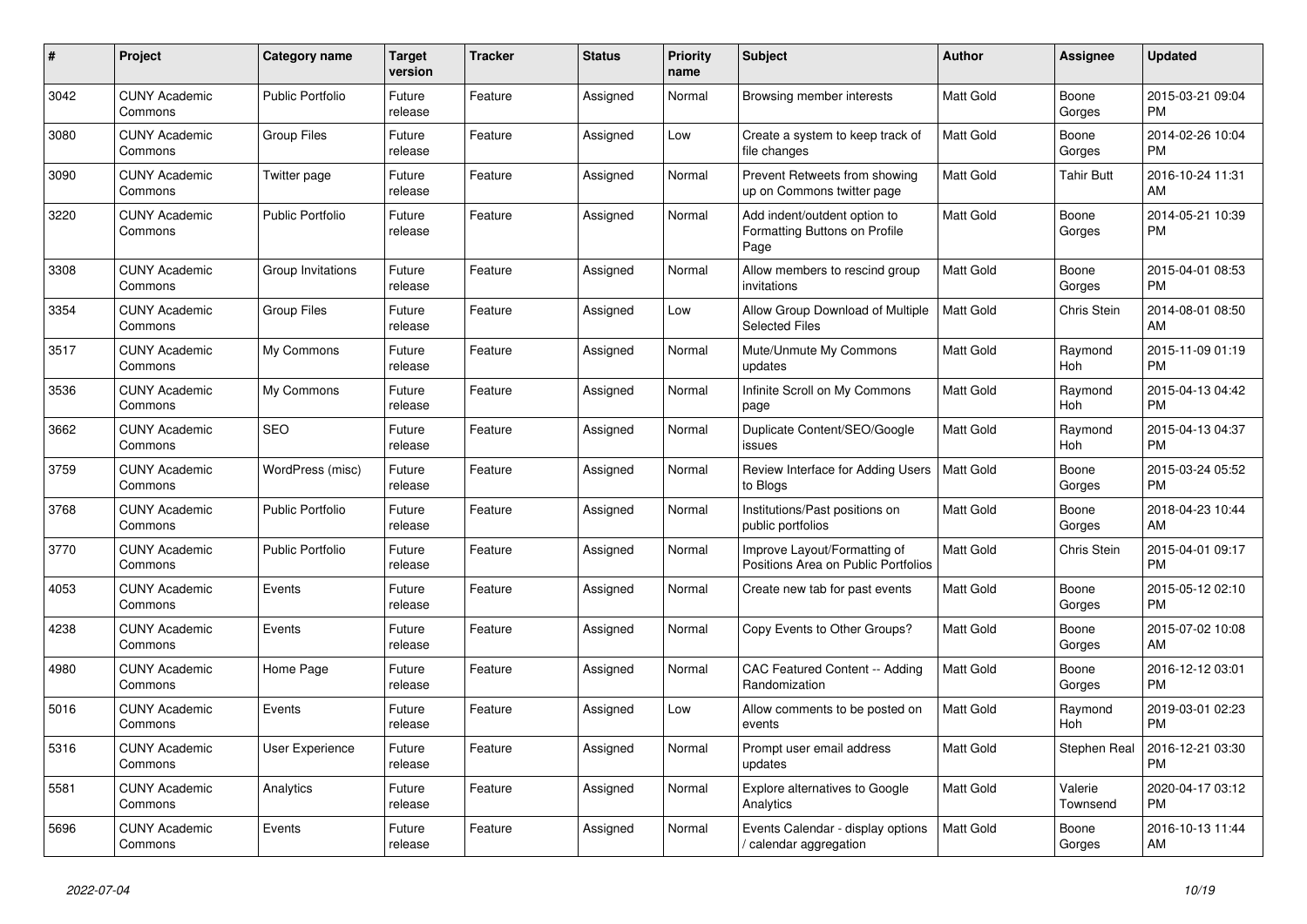| # | Project | Category name | Target version | Tracker | Status | Priority name | Subject | Author | Assignee | Updated |
|---|---|---|---|---|---|---|---|---|---|---|
| 3042 | CUNY Academic Commons | Public Portfolio | Future release | Feature | Assigned | Normal | Browsing member interests | Matt Gold | Boone Gorges | 2015-03-21 09:04 PM |
| 3080 | CUNY Academic Commons | Group Files | Future release | Feature | Assigned | Low | Create a system to keep track of file changes | Matt Gold | Boone Gorges | 2014-02-26 10:04 PM |
| 3090 | CUNY Academic Commons | Twitter page | Future release | Feature | Assigned | Normal | Prevent Retweets from showing up on Commons twitter page | Matt Gold | Tahir Butt | 2016-10-24 11:31 AM |
| 3220 | CUNY Academic Commons | Public Portfolio | Future release | Feature | Assigned | Normal | Add indent/outdent option to Formatting Buttons on Profile Page | Matt Gold | Boone Gorges | 2014-05-21 10:39 PM |
| 3308 | CUNY Academic Commons | Group Invitations | Future release | Feature | Assigned | Normal | Allow members to rescind group invitations | Matt Gold | Boone Gorges | 2015-04-01 08:53 PM |
| 3354 | CUNY Academic Commons | Group Files | Future release | Feature | Assigned | Low | Allow Group Download of Multiple Selected Files | Matt Gold | Chris Stein | 2014-08-01 08:50 AM |
| 3517 | CUNY Academic Commons | My Commons | Future release | Feature | Assigned | Normal | Mute/Unmute My Commons updates | Matt Gold | Raymond Hoh | 2015-11-09 01:19 PM |
| 3536 | CUNY Academic Commons | My Commons | Future release | Feature | Assigned | Normal | Infinite Scroll on My Commons page | Matt Gold | Raymond Hoh | 2015-04-13 04:42 PM |
| 3662 | CUNY Academic Commons | SEO | Future release | Feature | Assigned | Normal | Duplicate Content/SEO/Google issues | Matt Gold | Raymond Hoh | 2015-04-13 04:37 PM |
| 3759 | CUNY Academic Commons | WordPress (misc) | Future release | Feature | Assigned | Normal | Review Interface for Adding Users to Blogs | Matt Gold | Boone Gorges | 2015-03-24 05:52 PM |
| 3768 | CUNY Academic Commons | Public Portfolio | Future release | Feature | Assigned | Normal | Institutions/Past positions on public portfolios | Matt Gold | Boone Gorges | 2018-04-23 10:44 AM |
| 3770 | CUNY Academic Commons | Public Portfolio | Future release | Feature | Assigned | Normal | Improve Layout/Formatting of Positions Area on Public Portfolios | Matt Gold | Chris Stein | 2015-04-01 09:17 PM |
| 4053 | CUNY Academic Commons | Events | Future release | Feature | Assigned | Normal | Create new tab for past events | Matt Gold | Boone Gorges | 2015-05-12 02:10 PM |
| 4238 | CUNY Academic Commons | Events | Future release | Feature | Assigned | Normal | Copy Events to Other Groups? | Matt Gold | Boone Gorges | 2015-07-02 10:08 AM |
| 4980 | CUNY Academic Commons | Home Page | Future release | Feature | Assigned | Normal | CAC Featured Content -- Adding Randomization | Matt Gold | Boone Gorges | 2016-12-12 03:01 PM |
| 5016 | CUNY Academic Commons | Events | Future release | Feature | Assigned | Low | Allow comments to be posted on events | Matt Gold | Raymond Hoh | 2019-03-01 02:23 PM |
| 5316 | CUNY Academic Commons | User Experience | Future release | Feature | Assigned | Normal | Prompt user email address updates | Matt Gold | Stephen Real | 2016-12-21 03:30 PM |
| 5581 | CUNY Academic Commons | Analytics | Future release | Feature | Assigned | Normal | Explore alternatives to Google Analytics | Matt Gold | Valerie Townsend | 2020-04-17 03:12 PM |
| 5696 | CUNY Academic Commons | Events | Future release | Feature | Assigned | Normal | Events Calendar - display options / calendar aggregation | Matt Gold | Boone Gorges | 2016-10-13 11:44 AM |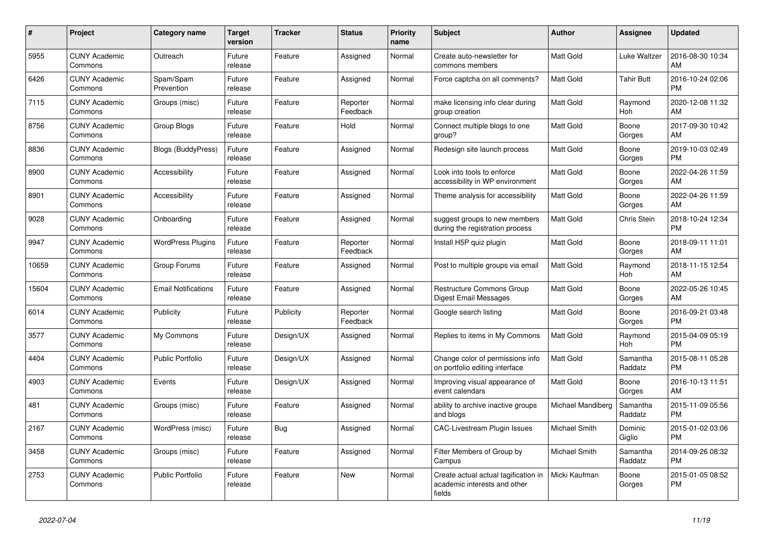| # | Project | Category name | Target version | Tracker | Status | Priority name | Subject | Author | Assignee | Updated |
|---|---|---|---|---|---|---|---|---|---|---|
| 5955 | CUNY Academic Commons | Outreach | Future release | Feature | Assigned | Normal | Create auto-newsletter for commons members | Matt Gold | Luke Waltzer | 2016-08-30 10:34 AM |
| 6426 | CUNY Academic Commons | Spam/Spam Prevention | Future release | Feature | Assigned | Normal | Force captcha on all comments? | Matt Gold | Tahir Butt | 2016-10-24 02:06 PM |
| 7115 | CUNY Academic Commons | Groups (misc) | Future release | Feature | Reporter Feedback | Normal | make licensing info clear during group creation | Matt Gold | Raymond Hoh | 2020-12-08 11:32 AM |
| 8756 | CUNY Academic Commons | Group Blogs | Future release | Feature | Hold | Normal | Connect multiple blogs to one group? | Matt Gold | Boone Gorges | 2017-09-30 10:42 AM |
| 8836 | CUNY Academic Commons | Blogs (BuddyPress) | Future release | Feature | Assigned | Normal | Redesign site launch process | Matt Gold | Boone Gorges | 2019-10-03 02:49 PM |
| 8900 | CUNY Academic Commons | Accessibility | Future release | Feature | Assigned | Normal | Look into tools to enforce accessibility in WP environment | Matt Gold | Boone Gorges | 2022-04-26 11:59 AM |
| 8901 | CUNY Academic Commons | Accessibility | Future release | Feature | Assigned | Normal | Theme analysis for accessibility | Matt Gold | Boone Gorges | 2022-04-26 11:59 AM |
| 9028 | CUNY Academic Commons | Onboarding | Future release | Feature | Assigned | Normal | suggest groups to new members during the registration process | Matt Gold | Chris Stein | 2018-10-24 12:34 PM |
| 9947 | CUNY Academic Commons | WordPress Plugins | Future release | Feature | Reporter Feedback | Normal | Install H5P quiz plugin | Matt Gold | Boone Gorges | 2018-09-11 11:01 AM |
| 10659 | CUNY Academic Commons | Group Forums | Future release | Feature | Assigned | Normal | Post to multiple groups via email | Matt Gold | Raymond Hoh | 2018-11-15 12:54 AM |
| 15604 | CUNY Academic Commons | Email Notifications | Future release | Feature | Assigned | Normal | Restructure Commons Group Digest Email Messages | Matt Gold | Boone Gorges | 2022-05-26 10:45 AM |
| 6014 | CUNY Academic Commons | Publicity | Future release | Publicity | Reporter Feedback | Normal | Google search listing | Matt Gold | Boone Gorges | 2016-09-21 03:48 PM |
| 3577 | CUNY Academic Commons | My Commons | Future release | Design/UX | Assigned | Normal | Replies to items in My Commons | Matt Gold | Raymond Hoh | 2015-04-09 05:19 PM |
| 4404 | CUNY Academic Commons | Public Portfolio | Future release | Design/UX | Assigned | Normal | Change color of permissions info on portfolio editing interface | Matt Gold | Samantha Raddatz | 2015-08-11 05:28 PM |
| 4903 | CUNY Academic Commons | Events | Future release | Design/UX | Assigned | Normal | Improving visual appearance of event calendars | Matt Gold | Boone Gorges | 2016-10-13 11:51 AM |
| 481 | CUNY Academic Commons | Groups (misc) | Future release | Feature | Assigned | Normal | ability to archive inactive groups and blogs | Michael Mandiberg | Samantha Raddatz | 2015-11-09 05:56 PM |
| 2167 | CUNY Academic Commons | WordPress (misc) | Future release | Bug | Assigned | Normal | CAC-Livestream Plugin Issues | Michael Smith | Dominic Giglio | 2015-01-02 03:06 PM |
| 3458 | CUNY Academic Commons | Groups (misc) | Future release | Feature | Assigned | Normal | Filter Members of Group by Campus | Michael Smith | Samantha Raddatz | 2014-09-26 08:32 PM |
| 2753 | CUNY Academic Commons | Public Portfolio | Future release | Feature | New | Normal | Create actual actual tagification in academic interests and other fields | Micki Kaufman | Boone Gorges | 2015-01-05 08:52 PM |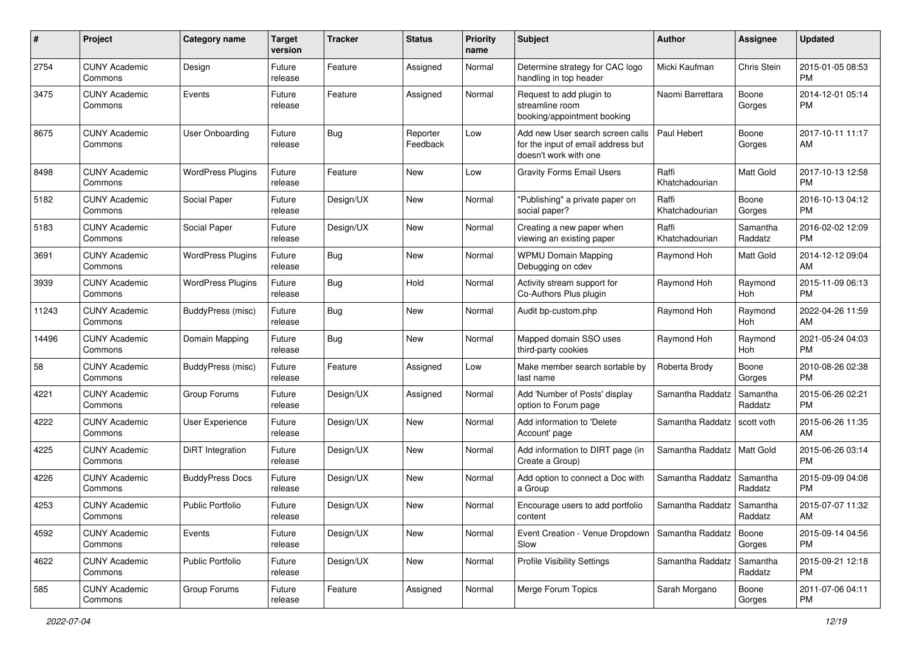| # | Project | Category name | Target version | Tracker | Status | Priority name | Subject | Author | Assignee | Updated |
|---|---|---|---|---|---|---|---|---|---|---|
| 2754 | CUNY Academic Commons | Design | Future release | Feature | Assigned | Normal | Determine strategy for CAC logo handling in top header | Micki Kaufman | Chris Stein | 2015-01-05 08:53 PM |
| 3475 | CUNY Academic Commons | Events | Future release | Feature | Assigned | Normal | Request to add plugin to streamline room booking/appointment booking | Naomi Barrettara | Boone Gorges | 2014-12-01 05:14 PM |
| 8675 | CUNY Academic Commons | User Onboarding | Future release | Bug | Reporter Feedback | Low | Add new User search screen calls for the input of email address but doesn't work with one | Paul Hebert | Boone Gorges | 2017-10-11 11:17 AM |
| 8498 | CUNY Academic Commons | WordPress Plugins | Future release | Feature | New | Low | Gravity Forms Email Users | Raffi Khatchadourian | Matt Gold | 2017-10-13 12:58 PM |
| 5182 | CUNY Academic Commons | Social Paper | Future release | Design/UX | New | Normal | "Publishing" a private paper on social paper? | Raffi Khatchadourian | Boone Gorges | 2016-10-13 04:12 PM |
| 5183 | CUNY Academic Commons | Social Paper | Future release | Design/UX | New | Normal | Creating a new paper when viewing an existing paper | Raffi Khatchadourian | Samantha Raddatz | 2016-02-02 12:09 PM |
| 3691 | CUNY Academic Commons | WordPress Plugins | Future release | Bug | New | Normal | WPMU Domain Mapping Debugging on cdev | Raymond Hoh | Matt Gold | 2014-12-12 09:04 AM |
| 3939 | CUNY Academic Commons | WordPress Plugins | Future release | Bug | Hold | Normal | Activity stream support for Co-Authors Plus plugin | Raymond Hoh | Raymond Hoh | 2015-11-09 06:13 PM |
| 11243 | CUNY Academic Commons | BuddyPress (misc) | Future release | Bug | New | Normal | Audit bp-custom.php | Raymond Hoh | Raymond Hoh | 2022-04-26 11:59 AM |
| 14496 | CUNY Academic Commons | Domain Mapping | Future release | Bug | New | Normal | Mapped domain SSO uses third-party cookies | Raymond Hoh | Raymond Hoh | 2021-05-24 04:03 PM |
| 58 | CUNY Academic Commons | BuddyPress (misc) | Future release | Feature | Assigned | Low | Make member search sortable by last name | Roberta Brody | Boone Gorges | 2010-08-26 02:38 PM |
| 4221 | CUNY Academic Commons | Group Forums | Future release | Design/UX | Assigned | Normal | Add 'Number of Posts' display option to Forum page | Samantha Raddatz | Samantha Raddatz | 2015-06-26 02:21 PM |
| 4222 | CUNY Academic Commons | User Experience | Future release | Design/UX | New | Normal | Add information to 'Delete Account' page | Samantha Raddatz | scott voth | 2015-06-26 11:35 AM |
| 4225 | CUNY Academic Commons | DiRT Integration | Future release | Design/UX | New | Normal | Add information to DIRT page (in Create a Group) | Samantha Raddatz | Matt Gold | 2015-06-26 03:14 PM |
| 4226 | CUNY Academic Commons | BuddyPress Docs | Future release | Design/UX | New | Normal | Add option to connect a Doc with a Group | Samantha Raddatz | Samantha Raddatz | 2015-09-09 04:08 PM |
| 4253 | CUNY Academic Commons | Public Portfolio | Future release | Design/UX | New | Normal | Encourage users to add portfolio content | Samantha Raddatz | Samantha Raddatz | 2015-07-07 11:32 AM |
| 4592 | CUNY Academic Commons | Events | Future release | Design/UX | New | Normal | Event Creation - Venue Dropdown Slow | Samantha Raddatz | Boone Gorges | 2015-09-14 04:56 PM |
| 4622 | CUNY Academic Commons | Public Portfolio | Future release | Design/UX | New | Normal | Profile Visibility Settings | Samantha Raddatz | Samantha Raddatz | 2015-09-21 12:18 PM |
| 585 | CUNY Academic Commons | Group Forums | Future release | Feature | Assigned | Normal | Merge Forum Topics | Sarah Morgano | Boone Gorges | 2011-07-06 04:11 PM |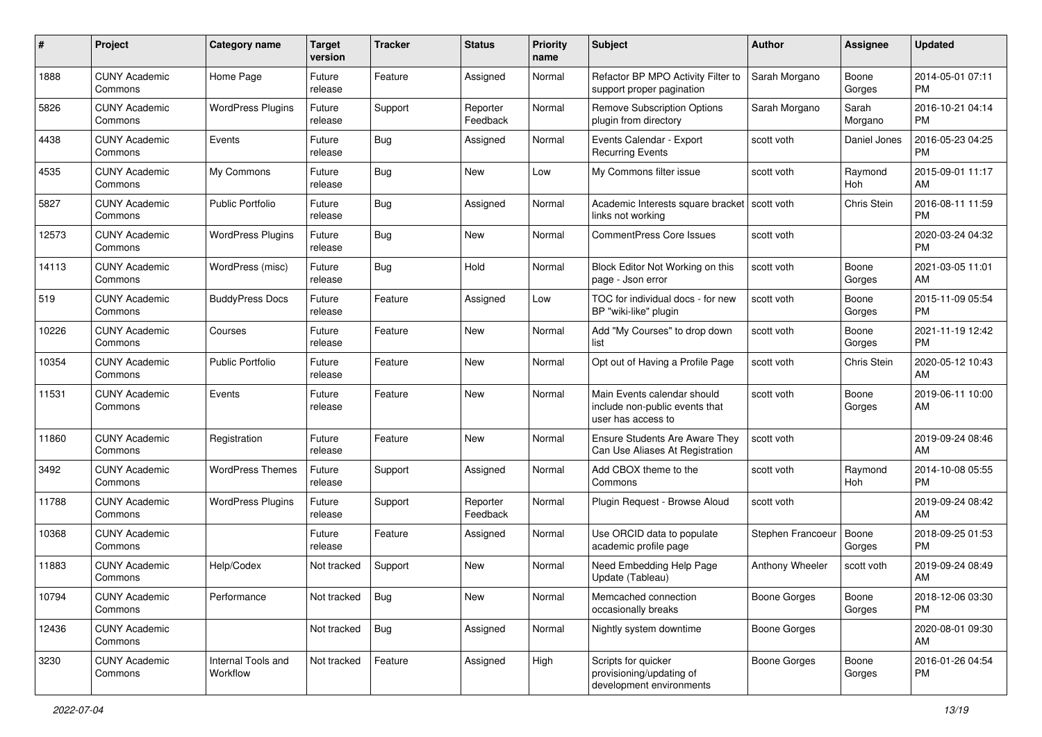| # | Project | Category name | Target version | Tracker | Status | Priority name | Subject | Author | Assignee | Updated |
|---|---|---|---|---|---|---|---|---|---|---|
| 1888 | CUNY Academic Commons | Home Page | Future release | Feature | Assigned | Normal | Refactor BP MPO Activity Filter to support proper pagination | Sarah Morgano | Boone Gorges | 2014-05-01 07:11 PM |
| 5826 | CUNY Academic Commons | WordPress Plugins | Future release | Support | Reporter Feedback | Normal | Remove Subscription Options plugin from directory | Sarah Morgano | Sarah Morgano | 2016-10-21 04:14 PM |
| 4438 | CUNY Academic Commons | Events | Future release | Bug | Assigned | Normal | Events Calendar - Export Recurring Events | scott voth | Daniel Jones | 2016-05-23 04:25 PM |
| 4535 | CUNY Academic Commons | My Commons | Future release | Bug | New | Low | My Commons filter issue | scott voth | Raymond Hoh | 2015-09-01 11:17 AM |
| 5827 | CUNY Academic Commons | Public Portfolio | Future release | Bug | Assigned | Normal | Academic Interests square bracket links not working | scott voth | Chris Stein | 2016-08-11 11:59 PM |
| 12573 | CUNY Academic Commons | WordPress Plugins | Future release | Bug | New | Normal | CommentPress Core Issues | scott voth | | 2020-03-24 04:32 PM |
| 14113 | CUNY Academic Commons | WordPress (misc) | Future release | Bug | Hold | Normal | Block Editor Not Working on this page - Json error | scott voth | Boone Gorges | 2021-03-05 11:01 AM |
| 519 | CUNY Academic Commons | BuddyPress Docs | Future release | Feature | Assigned | Low | TOC for individual docs - for new BP "wiki-like" plugin | scott voth | Boone Gorges | 2015-11-09 05:54 PM |
| 10226 | CUNY Academic Commons | Courses | Future release | Feature | New | Normal | Add "My Courses" to drop down list | scott voth | Boone Gorges | 2021-11-19 12:42 PM |
| 10354 | CUNY Academic Commons | Public Portfolio | Future release | Feature | New | Normal | Opt out of Having a Profile Page | scott voth | Chris Stein | 2020-05-12 10:43 AM |
| 11531 | CUNY Academic Commons | Events | Future release | Feature | New | Normal | Main Events calendar should include non-public events that user has access to | scott voth | Boone Gorges | 2019-06-11 10:00 AM |
| 11860 | CUNY Academic Commons | Registration | Future release | Feature | New | Normal | Ensure Students Are Aware They Can Use Aliases At Registration | scott voth | | 2019-09-24 08:46 AM |
| 3492 | CUNY Academic Commons | WordPress Themes | Future release | Support | Assigned | Normal | Add CBOX theme to the Commons | scott voth | Raymond Hoh | 2014-10-08 05:55 PM |
| 11788 | CUNY Academic Commons | WordPress Plugins | Future release | Support | Reporter Feedback | Normal | Plugin Request - Browse Aloud | scott voth | | 2019-09-24 08:42 AM |
| 10368 | CUNY Academic Commons | | Future release | Feature | Assigned | Normal | Use ORCID data to populate academic profile page | Stephen Francoeur | Boone Gorges | 2018-09-25 01:53 PM |
| 11883 | CUNY Academic Commons | Help/Codex | Not tracked | Support | New | Normal | Need Embedding Help Page Update (Tableau) | Anthony Wheeler | scott voth | 2019-09-24 08:49 AM |
| 10794 | CUNY Academic Commons | Performance | Not tracked | Bug | New | Normal | Memcached connection occasionally breaks | Boone Gorges | Boone Gorges | 2018-12-06 03:30 PM |
| 12436 | CUNY Academic Commons | | Not tracked | Bug | Assigned | Normal | Nightly system downtime | Boone Gorges | | 2020-08-01 09:30 AM |
| 3230 | CUNY Academic Commons | Internal Tools and Workflow | Not tracked | Feature | Assigned | High | Scripts for quicker provisioning/updating of development environments | Boone Gorges | Boone Gorges | 2016-01-26 04:54 PM |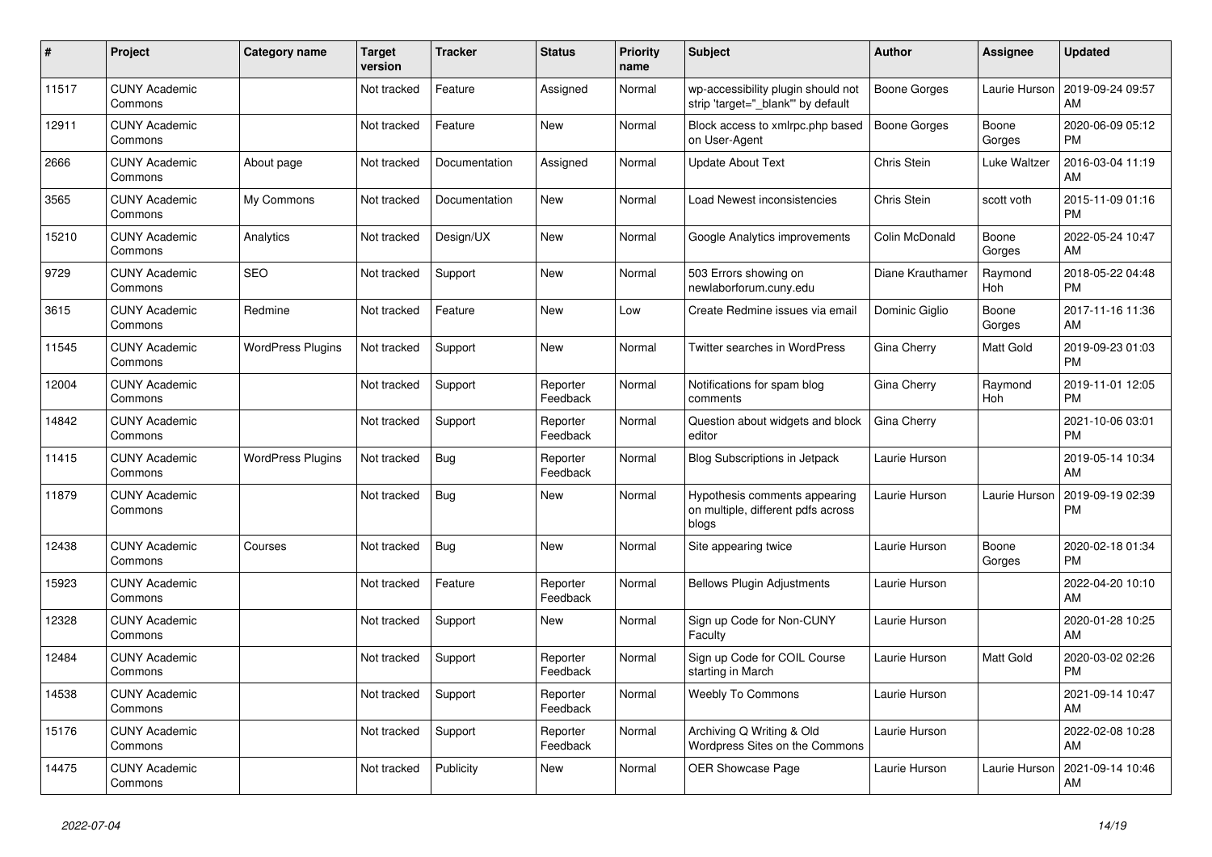| # | Project | Category name | Target version | Tracker | Status | Priority name | Subject | Author | Assignee | Updated |
|---|---|---|---|---|---|---|---|---|---|---|
| 11517 | CUNY Academic Commons | | Not tracked | Feature | Assigned | Normal | wp-accessibility plugin should not strip 'target="_blank"' by default | Boone Gorges | Laurie Hurson | 2019-09-24 09:57 AM |
| 12911 | CUNY Academic Commons | | Not tracked | Feature | New | Normal | Block access to xmlrpc.php based on User-Agent | Boone Gorges | Boone Gorges | 2020-06-09 05:12 PM |
| 2666 | CUNY Academic Commons | About page | Not tracked | Documentation | Assigned | Normal | Update About Text | Chris Stein | Luke Waltzer | 2016-03-04 11:19 AM |
| 3565 | CUNY Academic Commons | My Commons | Not tracked | Documentation | New | Normal | Load Newest inconsistencies | Chris Stein | scott voth | 2015-11-09 01:16 PM |
| 15210 | CUNY Academic Commons | Analytics | Not tracked | Design/UX | New | Normal | Google Analytics improvements | Colin McDonald | Boone Gorges | 2022-05-24 10:47 AM |
| 9729 | CUNY Academic Commons | SEO | Not tracked | Support | New | Normal | 503 Errors showing on newlaborforum.cuny.edu | Diane Krauthamer | Raymond Hoh | 2018-05-22 04:48 PM |
| 3615 | CUNY Academic Commons | Redmine | Not tracked | Feature | New | Low | Create Redmine issues via email | Dominic Giglio | Boone Gorges | 2017-11-16 11:36 AM |
| 11545 | CUNY Academic Commons | WordPress Plugins | Not tracked | Support | New | Normal | Twitter searches in WordPress | Gina Cherry | Matt Gold | 2019-09-23 01:03 PM |
| 12004 | CUNY Academic Commons | | Not tracked | Support | Reporter Feedback | Normal | Notifications for spam blog comments | Gina Cherry | Raymond Hoh | 2019-11-01 12:05 PM |
| 14842 | CUNY Academic Commons | | Not tracked | Support | Reporter Feedback | Normal | Question about widgets and block editor | Gina Cherry | | 2021-10-06 03:01 PM |
| 11415 | CUNY Academic Commons | WordPress Plugins | Not tracked | Bug | Reporter Feedback | Normal | Blog Subscriptions in Jetpack | Laurie Hurson | | 2019-05-14 10:34 AM |
| 11879 | CUNY Academic Commons | | Not tracked | Bug | New | Normal | Hypothesis comments appearing on multiple, different pdfs across blogs | Laurie Hurson | Laurie Hurson | 2019-09-19 02:39 PM |
| 12438 | CUNY Academic Commons | Courses | Not tracked | Bug | New | Normal | Site appearing twice | Laurie Hurson | Boone Gorges | 2020-02-18 01:34 PM |
| 15923 | CUNY Academic Commons | | Not tracked | Feature | Reporter Feedback | Normal | Bellows Plugin Adjustments | Laurie Hurson | | 2022-04-20 10:10 AM |
| 12328 | CUNY Academic Commons | | Not tracked | Support | New | Normal | Sign up Code for Non-CUNY Faculty | Laurie Hurson | | 2020-01-28 10:25 AM |
| 12484 | CUNY Academic Commons | | Not tracked | Support | Reporter Feedback | Normal | Sign up Code for COIL Course starting in March | Laurie Hurson | Matt Gold | 2020-03-02 02:26 PM |
| 14538 | CUNY Academic Commons | | Not tracked | Support | Reporter Feedback | Normal | Weebly To Commons | Laurie Hurson | | 2021-09-14 10:47 AM |
| 15176 | CUNY Academic Commons | | Not tracked | Support | Reporter Feedback | Normal | Archiving Q Writing & Old Wordpress Sites on the Commons | Laurie Hurson | | 2022-02-08 10:28 AM |
| 14475 | CUNY Academic Commons | | Not tracked | Publicity | New | Normal | OER Showcase Page | Laurie Hurson | Laurie Hurson | 2021-09-14 10:46 AM |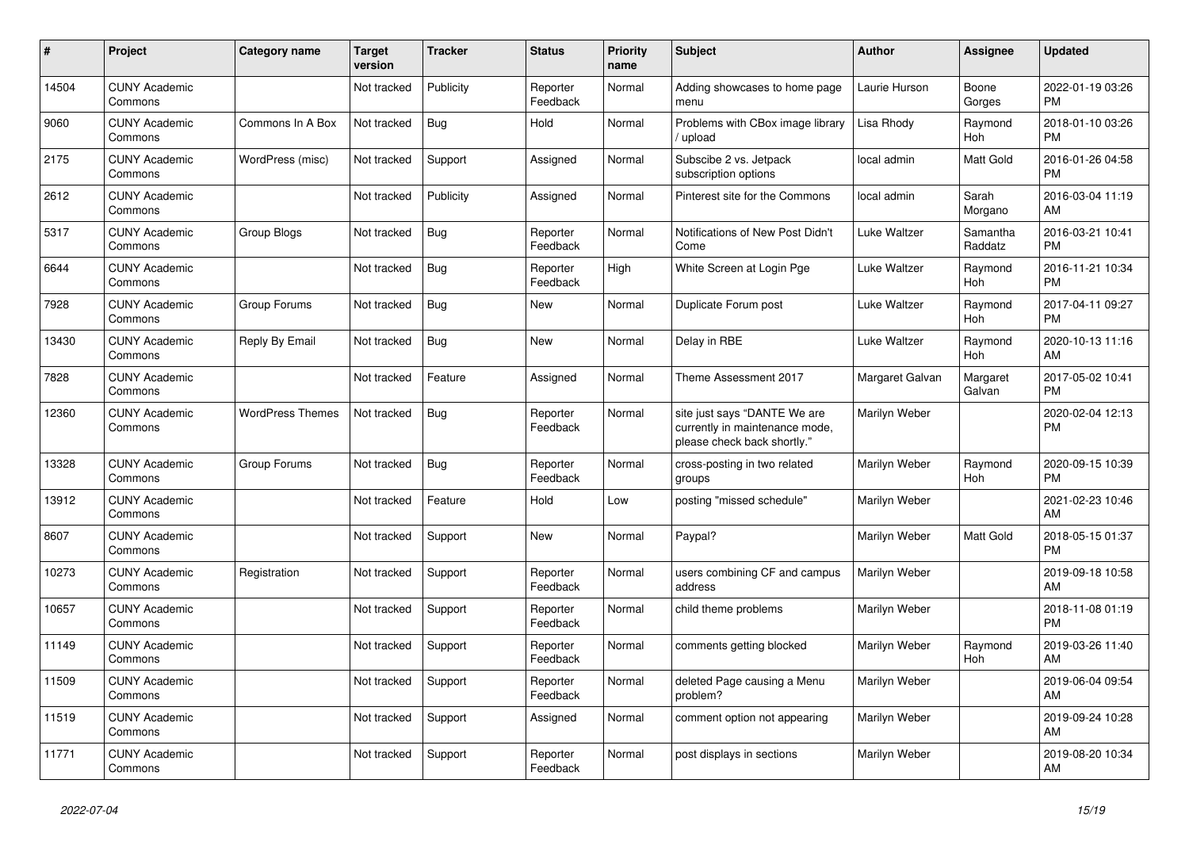| # | Project | Category name | Target version | Tracker | Status | Priority name | Subject | Author | Assignee | Updated |
|---|---|---|---|---|---|---|---|---|---|---|
| 14504 | CUNY Academic Commons | | Not tracked | Publicity | Reporter Feedback | Normal | Adding showcases to home page menu | Laurie Hurson | Boone Gorges | 2022-01-19 03:26 PM |
| 9060 | CUNY Academic Commons | Commons In A Box | Not tracked | Bug | Hold | Normal | Problems with CBox image library / upload | Lisa Rhody | Raymond Hoh | 2018-01-10 03:26 PM |
| 2175 | CUNY Academic Commons | WordPress (misc) | Not tracked | Support | Assigned | Normal | Subscibe 2 vs. Jetpack subscription options | local admin | Matt Gold | 2016-01-26 04:58 PM |
| 2612 | CUNY Academic Commons | | Not tracked | Publicity | Assigned | Normal | Pinterest site for the Commons | local admin | Sarah Morgano | 2016-03-04 11:19 AM |
| 5317 | CUNY Academic Commons | Group Blogs | Not tracked | Bug | Reporter Feedback | Normal | Notifications of New Post Didn't Come | Luke Waltzer | Samantha Raddatz | 2016-03-21 10:41 PM |
| 6644 | CUNY Academic Commons | | Not tracked | Bug | Reporter Feedback | High | White Screen at Login Pge | Luke Waltzer | Raymond Hoh | 2016-11-21 10:34 PM |
| 7928 | CUNY Academic Commons | Group Forums | Not tracked | Bug | New | Normal | Duplicate Forum post | Luke Waltzer | Raymond Hoh | 2017-04-11 09:27 PM |
| 13430 | CUNY Academic Commons | Reply By Email | Not tracked | Bug | New | Normal | Delay in RBE | Luke Waltzer | Raymond Hoh | 2020-10-13 11:16 AM |
| 7828 | CUNY Academic Commons | | Not tracked | Feature | Assigned | Normal | Theme Assessment 2017 | Margaret Galvan | Margaret Galvan | 2017-05-02 10:41 PM |
| 12360 | CUNY Academic Commons | WordPress Themes | Not tracked | Bug | Reporter Feedback | Normal | site just says "DANTE We are currently in maintenance mode, please check back shortly." | Marilyn Weber | | 2020-02-04 12:13 PM |
| 13328 | CUNY Academic Commons | Group Forums | Not tracked | Bug | Reporter Feedback | Normal | cross-posting in two related groups | Marilyn Weber | Raymond Hoh | 2020-09-15 10:39 PM |
| 13912 | CUNY Academic Commons | | Not tracked | Feature | Hold | Low | posting "missed schedule" | Marilyn Weber | | 2021-02-23 10:46 AM |
| 8607 | CUNY Academic Commons | | Not tracked | Support | New | Normal | Paypal? | Marilyn Weber | Matt Gold | 2018-05-15 01:37 PM |
| 10273 | CUNY Academic Commons | Registration | Not tracked | Support | Reporter Feedback | Normal | users combining CF and campus address | Marilyn Weber | | 2019-09-18 10:58 AM |
| 10657 | CUNY Academic Commons | | Not tracked | Support | Reporter Feedback | Normal | child theme problems | Marilyn Weber | | 2018-11-08 01:19 PM |
| 11149 | CUNY Academic Commons | | Not tracked | Support | Reporter Feedback | Normal | comments getting blocked | Marilyn Weber | Raymond Hoh | 2019-03-26 11:40 AM |
| 11509 | CUNY Academic Commons | | Not tracked | Support | Reporter Feedback | Normal | deleted Page causing a Menu problem? | Marilyn Weber | | 2019-06-04 09:54 AM |
| 11519 | CUNY Academic Commons | | Not tracked | Support | Assigned | Normal | comment option not appearing | Marilyn Weber | | 2019-09-24 10:28 AM |
| 11771 | CUNY Academic Commons | | Not tracked | Support | Reporter Feedback | Normal | post displays in sections | Marilyn Weber | | 2019-08-20 10:34 AM |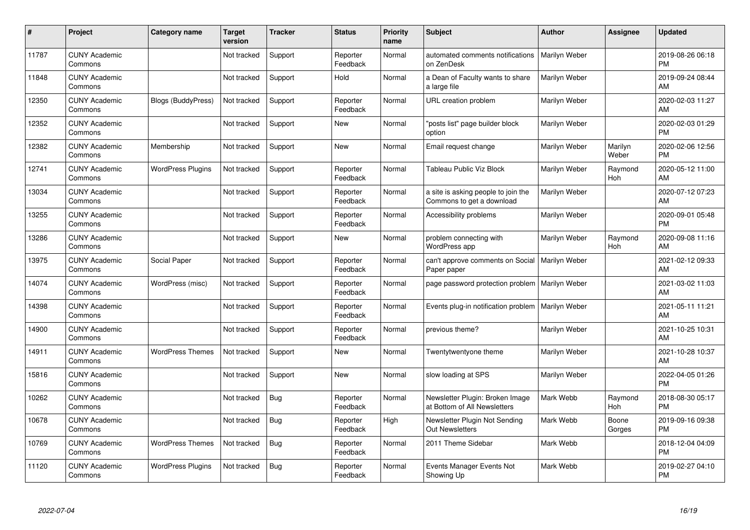| # | Project | Category name | Target version | Tracker | Status | Priority name | Subject | Author | Assignee | Updated |
|---|---|---|---|---|---|---|---|---|---|---|
| 11787 | CUNY Academic Commons | | Not tracked | Support | Reporter Feedback | Normal | automated comments notifications on ZenDesk | Marilyn Weber | | 2019-08-26 06:18 PM |
| 11848 | CUNY Academic Commons | | Not tracked | Support | Hold | Normal | a Dean of Faculty wants to share a large file | Marilyn Weber | | 2019-09-24 08:44 AM |
| 12350 | CUNY Academic Commons | Blogs (BuddyPress) | Not tracked | Support | Reporter Feedback | Normal | URL creation problem | Marilyn Weber | | 2020-02-03 11:27 AM |
| 12352 | CUNY Academic Commons | | Not tracked | Support | New | Normal | "posts list" page builder block option | Marilyn Weber | | 2020-02-03 01:29 PM |
| 12382 | CUNY Academic Commons | Membership | Not tracked | Support | New | Normal | Email request change | Marilyn Weber | Marilyn Weber | 2020-02-06 12:56 PM |
| 12741 | CUNY Academic Commons | WordPress Plugins | Not tracked | Support | Reporter Feedback | Normal | Tableau Public Viz Block | Marilyn Weber | Raymond Hoh | 2020-05-12 11:00 AM |
| 13034 | CUNY Academic Commons | | Not tracked | Support | Reporter Feedback | Normal | a site is asking people to join the Commons to get a download | Marilyn Weber | | 2020-07-12 07:23 AM |
| 13255 | CUNY Academic Commons | | Not tracked | Support | Reporter Feedback | Normal | Accessibility problems | Marilyn Weber | | 2020-09-01 05:48 PM |
| 13286 | CUNY Academic Commons | | Not tracked | Support | New | Normal | problem connecting with WordPress app | Marilyn Weber | Raymond Hoh | 2020-09-08 11:16 AM |
| 13975 | CUNY Academic Commons | Social Paper | Not tracked | Support | Reporter Feedback | Normal | can't approve comments on Social Paper paper | Marilyn Weber | | 2021-02-12 09:33 AM |
| 14074 | CUNY Academic Commons | WordPress (misc) | Not tracked | Support | Reporter Feedback | Normal | page password protection problem | Marilyn Weber | | 2021-03-02 11:03 AM |
| 14398 | CUNY Academic Commons | | Not tracked | Support | Reporter Feedback | Normal | Events plug-in notification problem | Marilyn Weber | | 2021-05-11 11:21 AM |
| 14900 | CUNY Academic Commons | | Not tracked | Support | Reporter Feedback | Normal | previous theme? | Marilyn Weber | | 2021-10-25 10:31 AM |
| 14911 | CUNY Academic Commons | WordPress Themes | Not tracked | Support | New | Normal | Twentytwentyone theme | Marilyn Weber | | 2021-10-28 10:37 AM |
| 15816 | CUNY Academic Commons | | Not tracked | Support | New | Normal | slow loading at SPS | Marilyn Weber | | 2022-04-05 01:26 PM |
| 10262 | CUNY Academic Commons | | Not tracked | Bug | Reporter Feedback | Normal | Newsletter Plugin: Broken Image at Bottom of All Newsletters | Mark Webb | Raymond Hoh | 2018-08-30 05:17 PM |
| 10678 | CUNY Academic Commons | | Not tracked | Bug | Reporter Feedback | High | Newsletter Plugin Not Sending Out Newsletters | Mark Webb | Boone Gorges | 2019-09-16 09:38 PM |
| 10769 | CUNY Academic Commons | WordPress Themes | Not tracked | Bug | Reporter Feedback | Normal | 2011 Theme Sidebar | Mark Webb | | 2018-12-04 04:09 PM |
| 11120 | CUNY Academic Commons | WordPress Plugins | Not tracked | Bug | Reporter Feedback | Normal | Events Manager Events Not Showing Up | Mark Webb | | 2019-02-27 04:10 PM |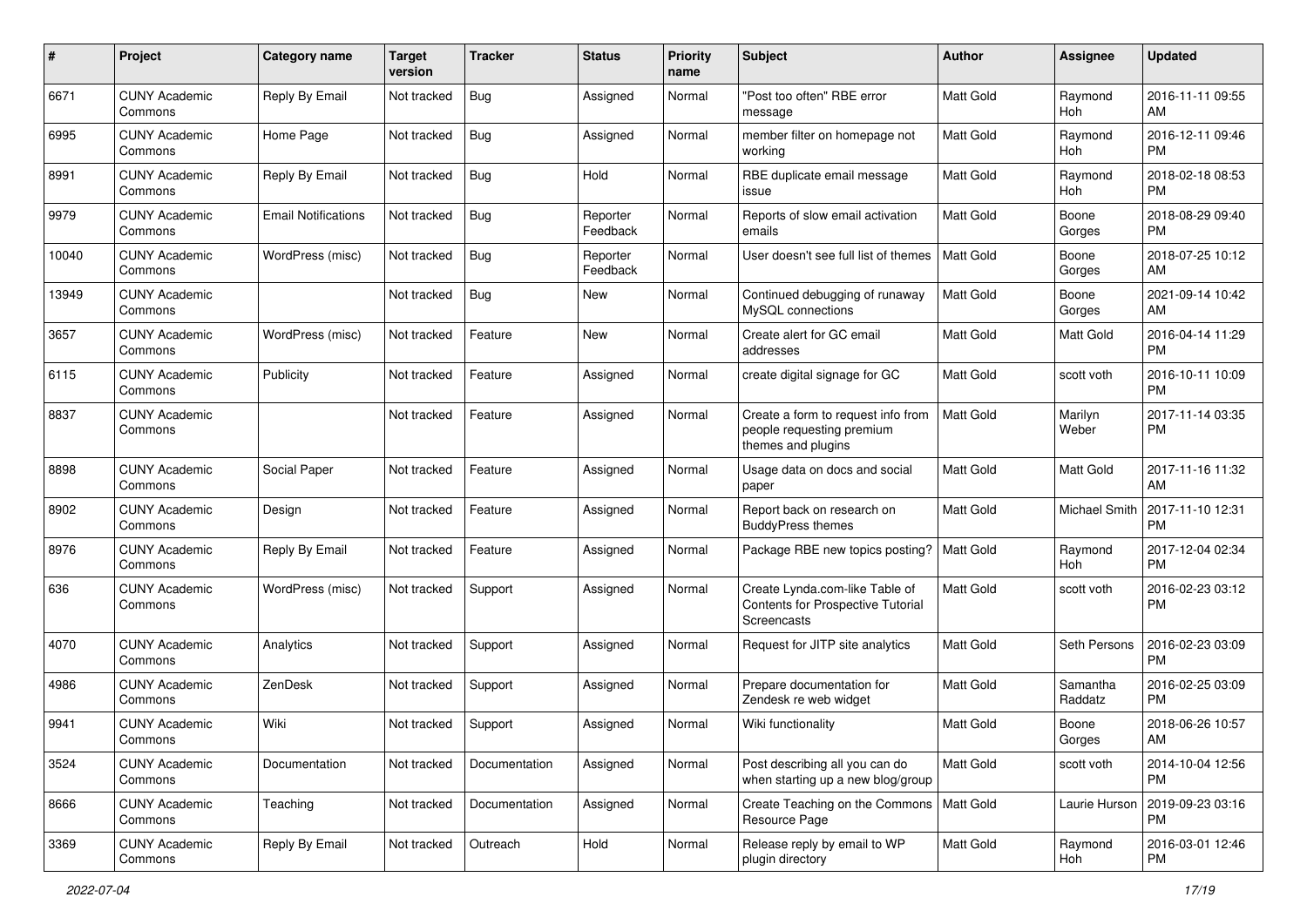| # | Project | Category name | Target version | Tracker | Status | Priority name | Subject | Author | Assignee | Updated |
|---|---|---|---|---|---|---|---|---|---|---|
| 6671 | CUNY Academic Commons | Reply By Email | Not tracked | Bug | Assigned | Normal | "Post too often" RBE error message | Matt Gold | Raymond Hoh | 2016-11-11 09:55 AM |
| 6995 | CUNY Academic Commons | Home Page | Not tracked | Bug | Assigned | Normal | member filter on homepage not working | Matt Gold | Raymond Hoh | 2016-12-11 09:46 PM |
| 8991 | CUNY Academic Commons | Reply By Email | Not tracked | Bug | Hold | Normal | RBE duplicate email message issue | Matt Gold | Raymond Hoh | 2018-02-18 08:53 PM |
| 9979 | CUNY Academic Commons | Email Notifications | Not tracked | Bug | Reporter Feedback | Normal | Reports of slow email activation emails | Matt Gold | Boone Gorges | 2018-08-29 09:40 PM |
| 10040 | CUNY Academic Commons | WordPress (misc) | Not tracked | Bug | Reporter Feedback | Normal | User doesn't see full list of themes | Matt Gold | Boone Gorges | 2018-07-25 10:12 AM |
| 13949 | CUNY Academic Commons | | Not tracked | Bug | New | Normal | Continued debugging of runaway MySQL connections | Matt Gold | Boone Gorges | 2021-09-14 10:42 AM |
| 3657 | CUNY Academic Commons | WordPress (misc) | Not tracked | Feature | New | Normal | Create alert for GC email addresses | Matt Gold | Matt Gold | 2016-04-14 11:29 PM |
| 6115 | CUNY Academic Commons | Publicity | Not tracked | Feature | Assigned | Normal | create digital signage for GC | Matt Gold | scott voth | 2016-10-11 10:09 PM |
| 8837 | CUNY Academic Commons | | Not tracked | Feature | Assigned | Normal | Create a form to request info from people requesting premium themes and plugins | Matt Gold | Marilyn Weber | 2017-11-14 03:35 PM |
| 8898 | CUNY Academic Commons | Social Paper | Not tracked | Feature | Assigned | Normal | Usage data on docs and social paper | Matt Gold | Matt Gold | 2017-11-16 11:32 AM |
| 8902 | CUNY Academic Commons | Design | Not tracked | Feature | Assigned | Normal | Report back on research on BuddyPress themes | Matt Gold | Michael Smith | 2017-11-10 12:31 PM |
| 8976 | CUNY Academic Commons | Reply By Email | Not tracked | Feature | Assigned | Normal | Package RBE new topics posting? | Matt Gold | Raymond Hoh | 2017-12-04 02:34 PM |
| 636 | CUNY Academic Commons | WordPress (misc) | Not tracked | Support | Assigned | Normal | Create Lynda.com-like Table of Contents for Prospective Tutorial Screencasts | Matt Gold | scott voth | 2016-02-23 03:12 PM |
| 4070 | CUNY Academic Commons | Analytics | Not tracked | Support | Assigned | Normal | Request for JITP site analytics | Matt Gold | Seth Persons | 2016-02-23 03:09 PM |
| 4986 | CUNY Academic Commons | ZenDesk | Not tracked | Support | Assigned | Normal | Prepare documentation for Zendesk re web widget | Matt Gold | Samantha Raddatz | 2016-02-25 03:09 PM |
| 9941 | CUNY Academic Commons | Wiki | Not tracked | Support | Assigned | Normal | Wiki functionality | Matt Gold | Boone Gorges | 2018-06-26 10:57 AM |
| 3524 | CUNY Academic Commons | Documentation | Not tracked | Documentation | Assigned | Normal | Post describing all you can do when starting up a new blog/group | Matt Gold | scott voth | 2014-10-04 12:56 PM |
| 8666 | CUNY Academic Commons | Teaching | Not tracked | Documentation | Assigned | Normal | Create Teaching on the Commons Resource Page | Matt Gold | Laurie Hurson | 2019-09-23 03:16 PM |
| 3369 | CUNY Academic Commons | Reply By Email | Not tracked | Outreach | Hold | Normal | Release reply by email to WP plugin directory | Matt Gold | Raymond Hoh | 2016-03-01 12:46 PM |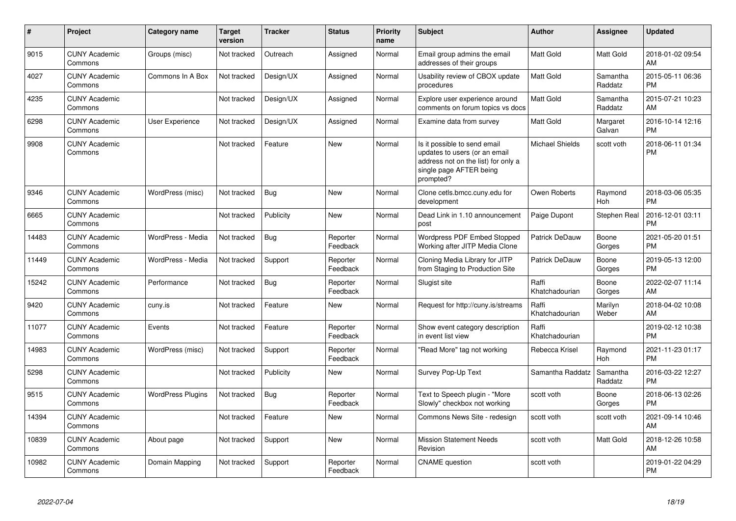| # | Project | Category name | Target version | Tracker | Status | Priority name | Subject | Author | Assignee | Updated |
|---|---|---|---|---|---|---|---|---|---|---|
| 9015 | CUNY Academic Commons | Groups (misc) | Not tracked | Outreach | Assigned | Normal | Email group admins the email addresses of their groups | Matt Gold | Matt Gold | 2018-01-02 09:54 AM |
| 4027 | CUNY Academic Commons | Commons In A Box | Not tracked | Design/UX | Assigned | Normal | Usability review of CBOX update procedures | Matt Gold | Samantha Raddatz | 2015-05-11 06:36 PM |
| 4235 | CUNY Academic Commons | | Not tracked | Design/UX | Assigned | Normal | Explore user experience around comments on forum topics vs docs | Matt Gold | Samantha Raddatz | 2015-07-21 10:23 AM |
| 6298 | CUNY Academic Commons | User Experience | Not tracked | Design/UX | Assigned | Normal | Examine data from survey | Matt Gold | Margaret Galvan | 2016-10-14 12:16 PM |
| 9908 | CUNY Academic Commons | | Not tracked | Feature | New | Normal | Is it possible to send email updates to users (or an email address not on the list) for only a single page AFTER being prompted? | Michael Shields | scott voth | 2018-06-11 01:34 PM |
| 9346 | CUNY Academic Commons | WordPress (misc) | Not tracked | Bug | New | Normal | Clone cetls.bmcc.cuny.edu for development | Owen Roberts | Raymond Hoh | 2018-03-06 05:35 PM |
| 6665 | CUNY Academic Commons | | Not tracked | Publicity | New | Normal | Dead Link in 1.10 announcement post | Paige Dupont | Stephen Real | 2016-12-01 03:11 PM |
| 14483 | CUNY Academic Commons | WordPress - Media | Not tracked | Bug | Reporter Feedback | Normal | Wordpress PDF Embed Stopped Working after JITP Media Clone | Patrick DeDauw | Boone Gorges | 2021-05-20 01:51 PM |
| 11449 | CUNY Academic Commons | WordPress - Media | Not tracked | Support | Reporter Feedback | Normal | Cloning Media Library for JITP from Staging to Production Site | Patrick DeDauw | Boone Gorges | 2019-05-13 12:00 PM |
| 15242 | CUNY Academic Commons | Performance | Not tracked | Bug | Reporter Feedback | Normal | Slugist site | Raffi Khatchadourian | Boone Gorges | 2022-02-07 11:14 AM |
| 9420 | CUNY Academic Commons | cuny.is | Not tracked | Feature | New | Normal | Request for http://cuny.is/streams | Raffi Khatchadourian | Marilyn Weber | 2018-04-02 10:08 AM |
| 11077 | CUNY Academic Commons | Events | Not tracked | Feature | Reporter Feedback | Normal | Show event category description in event list view | Raffi Khatchadourian | | 2019-02-12 10:38 PM |
| 14983 | CUNY Academic Commons | WordPress (misc) | Not tracked | Support | Reporter Feedback | Normal | "Read More" tag not working | Rebecca Krisel | Raymond Hoh | 2021-11-23 01:17 PM |
| 5298 | CUNY Academic Commons | | Not tracked | Publicity | New | Normal | Survey Pop-Up Text | Samantha Raddatz | Samantha Raddatz | 2016-03-22 12:27 PM |
| 9515 | CUNY Academic Commons | WordPress Plugins | Not tracked | Bug | Reporter Feedback | Normal | Text to Speech plugin - "More Slowly" checkbox not working | scott voth | Boone Gorges | 2018-06-13 02:26 PM |
| 14394 | CUNY Academic Commons | | Not tracked | Feature | New | Normal | Commons News Site - redesign | scott voth | scott voth | 2021-09-14 10:46 AM |
| 10839 | CUNY Academic Commons | About page | Not tracked | Support | New | Normal | Mission Statement Needs Revision | scott voth | Matt Gold | 2018-12-26 10:58 AM |
| 10982 | CUNY Academic Commons | Domain Mapping | Not tracked | Support | Reporter Feedback | Normal | CNAME question | scott voth | | 2019-01-22 04:29 PM |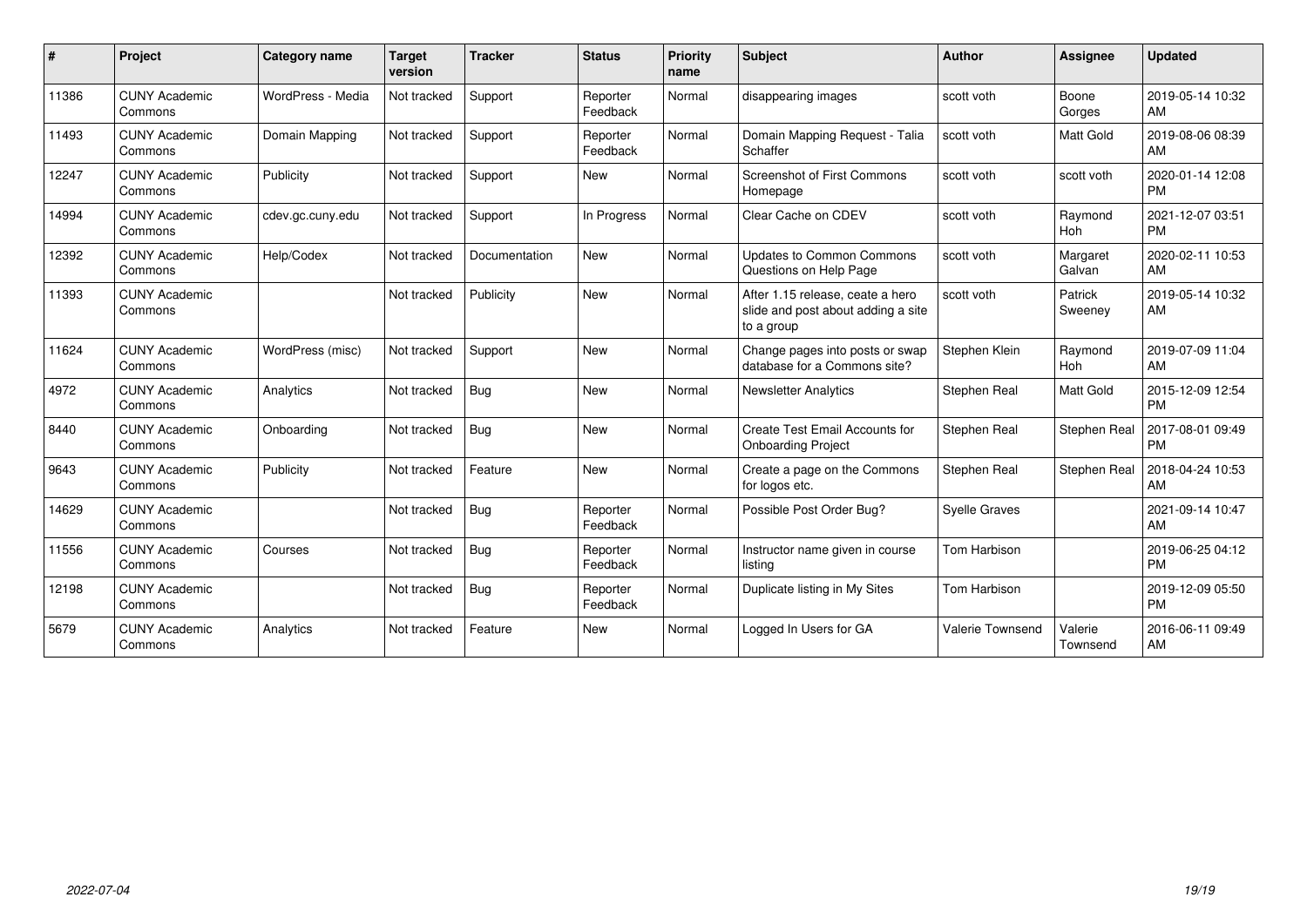| # | Project | Category name | Target version | Tracker | Status | Priority name | Subject | Author | Assignee | Updated |
|---|---|---|---|---|---|---|---|---|---|---|
| 11386 | CUNY Academic Commons | WordPress - Media | Not tracked | Support | Reporter Feedback | Normal | disappearing images | scott voth | Boone Gorges | 2019-05-14 10:32 AM |
| 11493 | CUNY Academic Commons | Domain Mapping | Not tracked | Support | Reporter Feedback | Normal | Domain Mapping Request - Talia Schaffer | scott voth | Matt Gold | 2019-08-06 08:39 AM |
| 12247 | CUNY Academic Commons | Publicity | Not tracked | Support | New | Normal | Screenshot of First Commons Homepage | scott voth | scott voth | 2020-01-14 12:08 PM |
| 14994 | CUNY Academic Commons | cdev.gc.cuny.edu | Not tracked | Support | In Progress | Normal | Clear Cache on CDEV | scott voth | Raymond Hoh | 2021-12-07 03:51 PM |
| 12392 | CUNY Academic Commons | Help/Codex | Not tracked | Documentation | New | Normal | Updates to Common Commons Questions on Help Page | scott voth | Margaret Galvan | 2020-02-11 10:53 AM |
| 11393 | CUNY Academic Commons | | Not tracked | Publicity | New | Normal | After 1.15 release, ceate a hero slide and post about adding a site to a group | scott voth | Patrick Sweeney | 2019-05-14 10:32 AM |
| 11624 | CUNY Academic Commons | WordPress (misc) | Not tracked | Support | New | Normal | Change pages into posts or swap database for a Commons site? | Stephen Klein | Raymond Hoh | 2019-07-09 11:04 AM |
| 4972 | CUNY Academic Commons | Analytics | Not tracked | Bug | New | Normal | Newsletter Analytics | Stephen Real | Matt Gold | 2015-12-09 12:54 PM |
| 8440 | CUNY Academic Commons | Onboarding | Not tracked | Bug | New | Normal | Create Test Email Accounts for Onboarding Project | Stephen Real | Stephen Real | 2017-08-01 09:49 PM |
| 9643 | CUNY Academic Commons | Publicity | Not tracked | Feature | New | Normal | Create a page on the Commons for logos etc. | Stephen Real | Stephen Real | 2018-04-24 10:53 AM |
| 14629 | CUNY Academic Commons | | Not tracked | Bug | Reporter Feedback | Normal | Possible Post Order Bug? | Syelle Graves | | 2021-09-14 10:47 AM |
| 11556 | CUNY Academic Commons | Courses | Not tracked | Bug | Reporter Feedback | Normal | Instructor name given in course listing | Tom Harbison | | 2019-06-25 04:12 PM |
| 12198 | CUNY Academic Commons | | Not tracked | Bug | Reporter Feedback | Normal | Duplicate listing in My Sites | Tom Harbison | | 2019-12-09 05:50 PM |
| 5679 | CUNY Academic Commons | Analytics | Not tracked | Feature | New | Normal | Logged In Users for GA | Valerie Townsend | Valerie Townsend | 2016-06-11 09:49 AM |